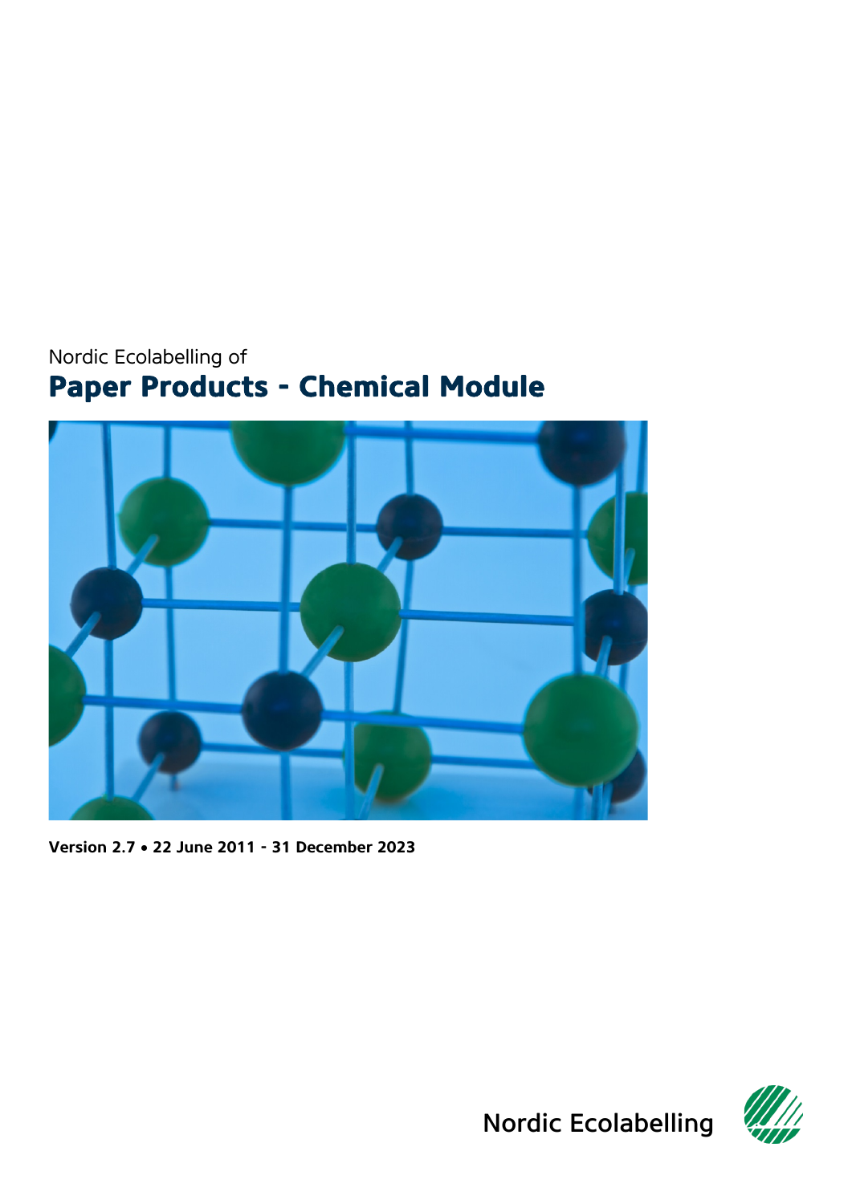Nordic Ecolabelling of

# Paper Products - Chemical Module

**Version 2.7 • 22 June 2011 - 31 December 2023**

Nordic Ecolabelling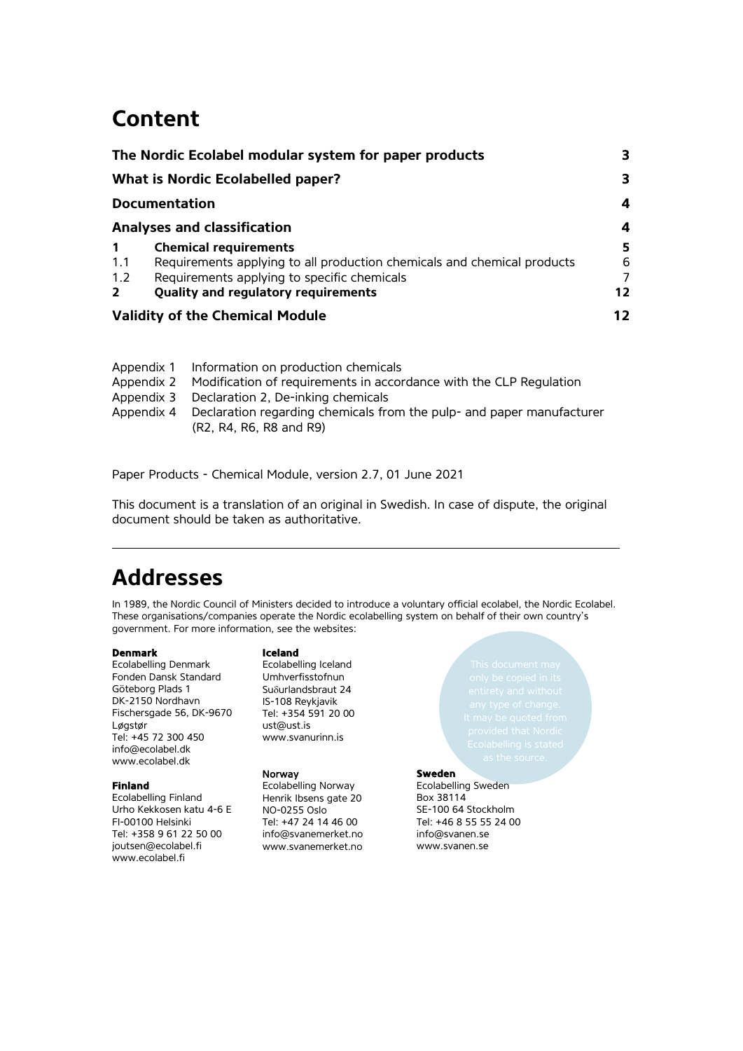# Content

| | | |
|---|---|---|
| **The Nordic Ecolabel modular system for paper products** | | **3** |
| **What is Nordic Ecolabelled paper?** | | **3** |
| **Documentation** | | **4** |
| **Analyses and classification** | | **4** |
| **1** | **Chemical requirements** | **5** |
| 1.1 | Requirements applying to all production chemicals and chemical products | 6 |
| 1.2 | Requirements applying to specific chemicals | 7 |
| **2** | **Quality and regulatory requirements** | **12** |
| **Validity of the Chemical Module** | | **12** |

Appendix 1 Information on production chemicals
Appendix 2 Modification of requirements in accordance with the CLP Regulation
Appendix 3 Declaration 2, De-inking chemicals
Appendix 4 Declaration regarding chemicals from the pulp- and paper manufacturer (R2, R4, R6, R8 and R9)

Paper Products - Chemical Module, version 2.7, 01 June 2021

This document is a translation of an original in Swedish. In case of dispute, the original document should be taken as authoritative.

---

# Addresses

In 1989, the Nordic Council of Ministers decided to introduce a voluntary official ecolabel, the Nordic Ecolabel. These organisations/companies operate the Nordic ecolabelling system on behalf of their own country's government. For more information, see the websites:

**Denmark**
Ecolabelling Denmark
Fonden Dansk Standard
Göteborg Plads 1
DK-2150 Nordhavn
Fischersgade 56, DK-9670 Løgstør
Tel: +45 72 300 450
info@ecolabel.dk
www.ecolabel.dk

**Finland**
Ecolabelling Finland
Urho Kekkosen katu 4-6 E
FI-00100 Helsinki
Tel: +358 9 61 22 50 00
joutsen@ecolabel.fi
www.ecolabel.fi

**Iceland**
Ecolabelling Iceland
Umhverfisstofnun
Suðurlandsbraut 24
IS-108 Reykjavik
Tel: +354 591 20 00
ust@ust.is
www.svanurinn.is

**Norway**
Ecolabelling Norway
Henrik Ibsens gate 20
NO-0255 Oslo
Tel: +47 24 14 46 00
info@svanemerket.no
www.svanemerket.no

**Sweden**
Ecolabelling Sweden
Box 38114
SE-100 64 Stockholm
Tel: +46 8 55 55 24 00
info@svanen.se
www.svanen.se

This document may only be copied in its entirety and without any type of change. It may be quoted from provided that Nordic Ecolabelling is stated as the source.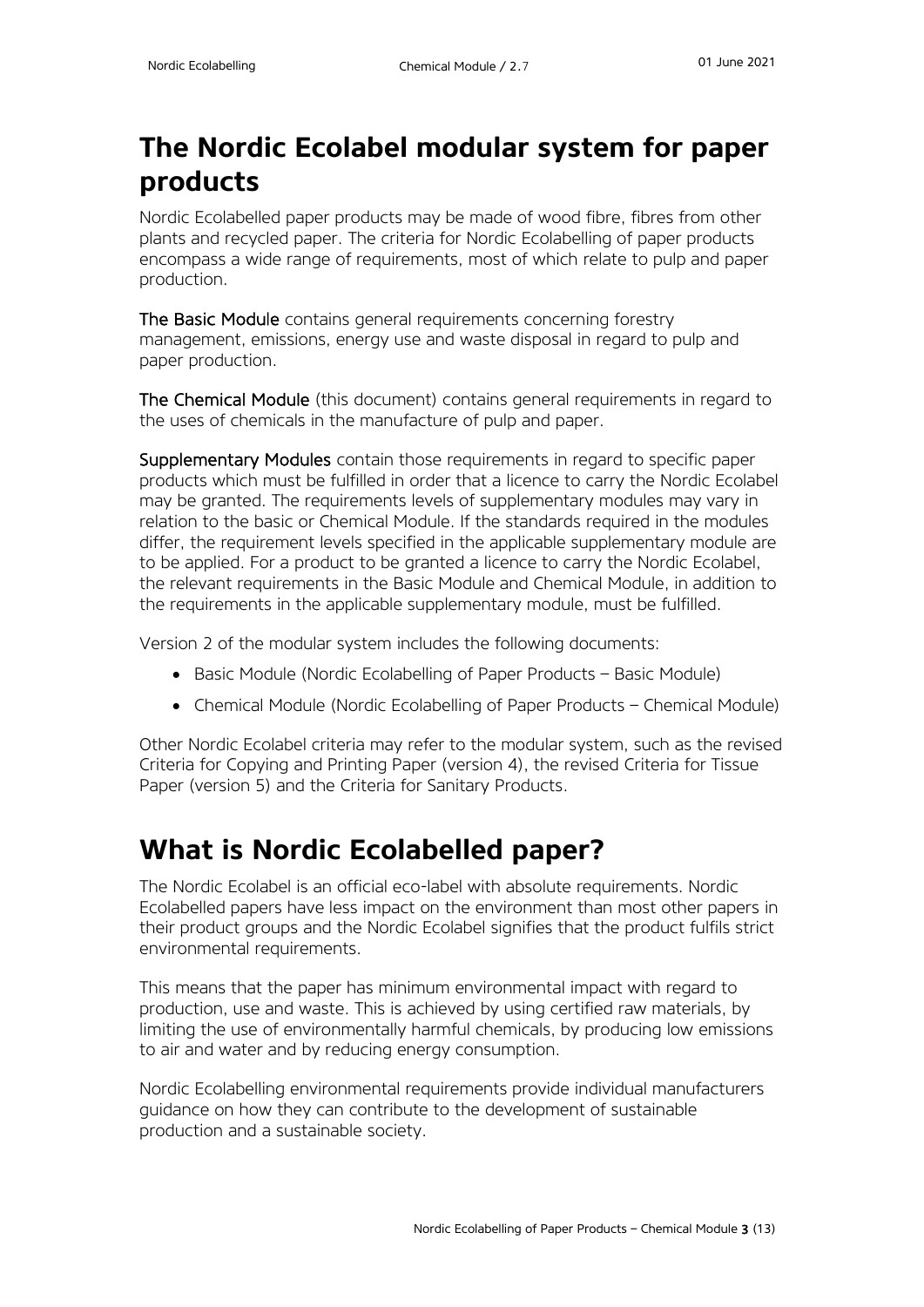# The Nordic Ecolabel modular system for paper products

Nordic Ecolabelled paper products may be made of wood fibre, fibres from other plants and recycled paper. The criteria for Nordic Ecolabelling of paper products encompass a wide range of requirements, most of which relate to pulp and paper production.

**The Basic Module** contains general requirements concerning forestry management, emissions, energy use and waste disposal in regard to pulp and paper production.

**The Chemical Module** (this document) contains general requirements in regard to the uses of chemicals in the manufacture of pulp and paper.

**Supplementary Modules** contain those requirements in regard to specific paper products which must be fulfilled in order that a licence to carry the Nordic Ecolabel may be granted. The requirements levels of supplementary modules may vary in relation to the basic or Chemical Module. If the standards required in the modules differ, the requirement levels specified in the applicable supplementary module are to be applied. For a product to be granted a licence to carry the Nordic Ecolabel, the relevant requirements in the Basic Module and Chemical Module, in addition to the requirements in the applicable supplementary module, must be fulfilled.

Version 2 of the modular system includes the following documents:

- Basic Module (Nordic Ecolabelling of Paper Products – Basic Module)
- Chemical Module (Nordic Ecolabelling of Paper Products – Chemical Module)

Other Nordic Ecolabel criteria may refer to the modular system, such as the revised Criteria for Copying and Printing Paper (version 4), the revised Criteria for Tissue Paper (version 5) and the Criteria for Sanitary Products.

# What is Nordic Ecolabelled paper?

The Nordic Ecolabel is an official eco-label with absolute requirements. Nordic Ecolabelled papers have less impact on the environment than most other papers in their product groups and the Nordic Ecolabel signifies that the product fulfils strict environmental requirements.

This means that the paper has minimum environmental impact with regard to production, use and waste. This is achieved by using certified raw materials, by limiting the use of environmentally harmful chemicals, by producing low emissions to air and water and by reducing energy consumption.

Nordic Ecolabelling environmental requirements provide individual manufacturers guidance on how they can contribute to the development of sustainable production and a sustainable society.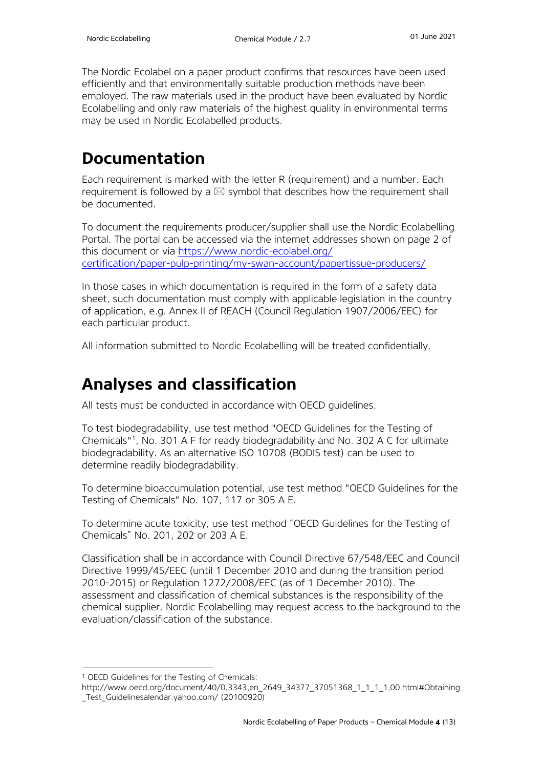The Nordic Ecolabel on a paper product confirms that resources have been used efficiently and that environmentally suitable production methods have been employed. The raw materials used in the product have been evaluated by Nordic Ecolabelling and only raw materials of the highest quality in environmental terms may be used in Nordic Ecolabelled products.

# Documentation

Each requirement is marked with the letter R (requirement) and a number. Each requirement is followed by a ⊠ symbol that describes how the requirement shall be documented.

To document the requirements producer/supplier shall use the Nordic Ecolabelling Portal. The portal can be accessed via the internet addresses shown on page 2 of this document or via [https://www.nordic-ecolabel.org/certification/paper-pulp-printing/my-swan-account/papertissue-producers/](https://www.nordic-ecolabel.org/certification/paper-pulp-printing/my-swan-account/papertissue-producers/)

In those cases in which documentation is required in the form of a safety data sheet, such documentation must comply with applicable legislation in the country of application, e.g. Annex II of REACH (Council Regulation 1907/2006/EEC) for each particular product.

All information submitted to Nordic Ecolabelling will be treated confidentially.

# Analyses and classification

All tests must be conducted in accordance with OECD guidelines.

To test biodegradability, use test method "OECD Guidelines for the Testing of Chemicals"[1], No. 301 A F for ready biodegradability and No. 302 A C for ultimate biodegradability. As an alternative ISO 10708 (BODIS test) can be used to determine readily biodegradability.

To determine bioaccumulation potential, use test method "OECD Guidelines for the Testing of Chemicals" No. 107, 117 or 305 A E.

To determine acute toxicity, use test method "OECD Guidelines for the Testing of Chemicals" No. 201, 202 or 203 A E.

Classification shall be in accordance with Council Directive 67/548/EEC and Council Directive 1999/45/EEC (until 1 December 2010 and during the transition period 2010-2015) or Regulation 1272/2008/EEC (as of 1 December 2010). The assessment and classification of chemical substances is the responsibility of the chemical supplier. Nordic Ecolabelling may request access to the background to the evaluation/classification of the substance.

---

[1] OECD Guidelines for the Testing of Chemicals: http://www.oecd.org/document/40/0,3343,en_2649_34377_37051368_1_1_1_1,00.html#Obtaining_Test_Guidelinesalendar.yahoo.com/ (20100920)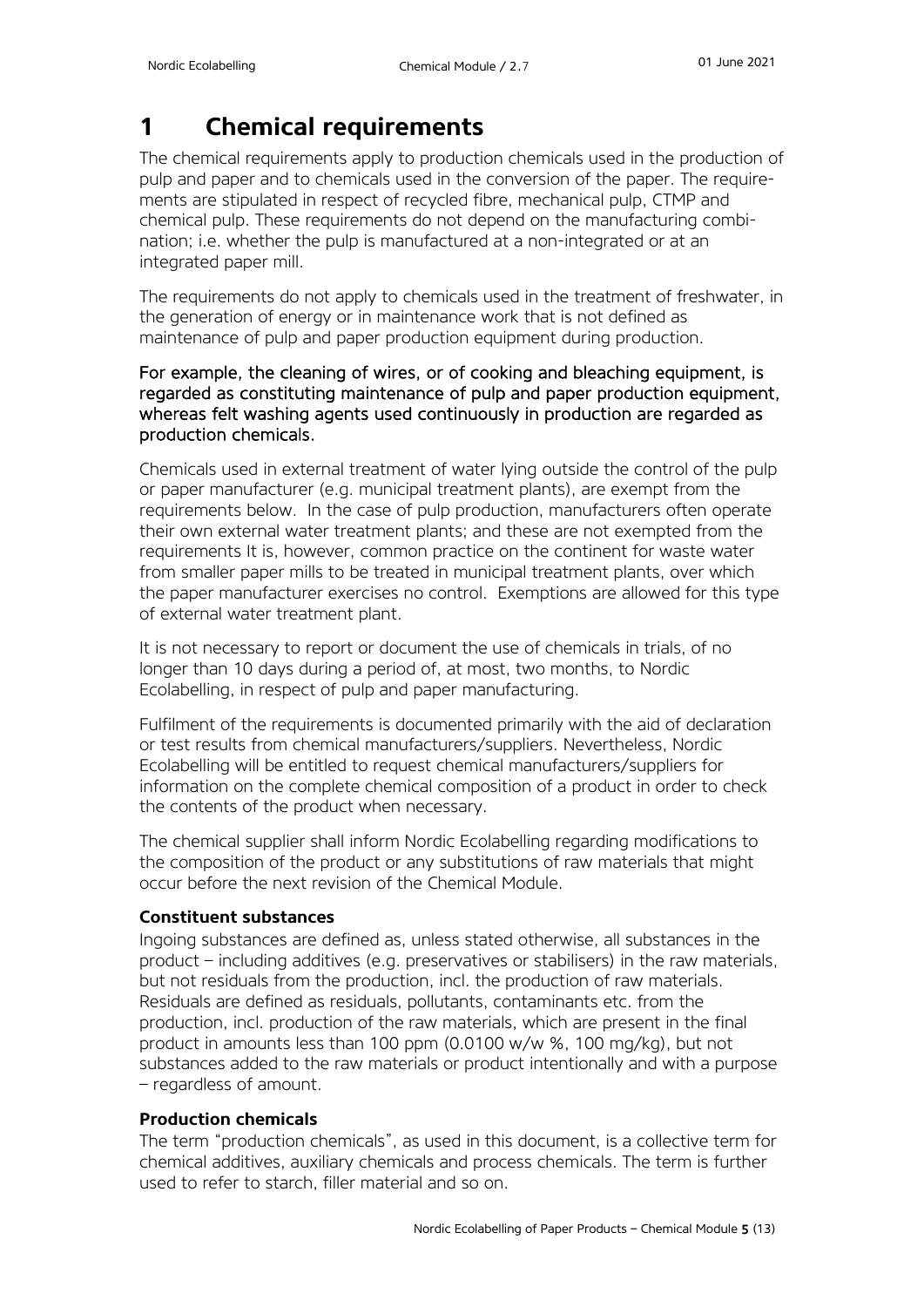# 1 Chemical requirements

The chemical requirements apply to production chemicals used in the production of pulp and paper and to chemicals used in the conversion of the paper. The requirements are stipulated in respect of recycled fibre, mechanical pulp, CTMP and chemical pulp. These requirements do not depend on the manufacturing combination; i.e. whether the pulp is manufactured at a non-integrated or at an integrated paper mill.

The requirements do not apply to chemicals used in the treatment of freshwater, in the generation of energy or in maintenance work that is not defined as maintenance of pulp and paper production equipment during production.

For example, the cleaning of wires, or of cooking and bleaching equipment, is regarded as constituting maintenance of pulp and paper production equipment, whereas felt washing agents used continuously in production are regarded as production chemicals.

Chemicals used in external treatment of water lying outside the control of the pulp or paper manufacturer (e.g. municipal treatment plants), are exempt from the requirements below. In the case of pulp production, manufacturers often operate their own external water treatment plants; and these are not exempted from the requirements It is, however, common practice on the continent for waste water from smaller paper mills to be treated in municipal treatment plants, over which the paper manufacturer exercises no control. Exemptions are allowed for this type of external water treatment plant.

It is not necessary to report or document the use of chemicals in trials, of no longer than 10 days during a period of, at most, two months, to Nordic Ecolabelling, in respect of pulp and paper manufacturing.

Fulfilment of the requirements is documented primarily with the aid of declaration or test results from chemical manufacturers/suppliers. Nevertheless, Nordic Ecolabelling will be entitled to request chemical manufacturers/suppliers for information on the complete chemical composition of a product in order to check the contents of the product when necessary.

The chemical supplier shall inform Nordic Ecolabelling regarding modifications to the composition of the product or any substitutions of raw materials that might occur before the next revision of the Chemical Module.

**Constituent substances**

Ingoing substances are defined as, unless stated otherwise, all substances in the product – including additives (e.g. preservatives or stabilisers) in the raw materials, but not residuals from the production, incl. the production of raw materials. Residuals are defined as residuals, pollutants, contaminants etc. from the production, incl. production of the raw materials, which are present in the final product in amounts less than 100 ppm (0.0100 w/w %, 100 mg/kg), but not substances added to the raw materials or product intentionally and with a purpose – regardless of amount.

**Production chemicals**

The term "production chemicals", as used in this document, is a collective term for chemical additives, auxiliary chemicals and process chemicals. The term is further used to refer to starch, filler material and so on.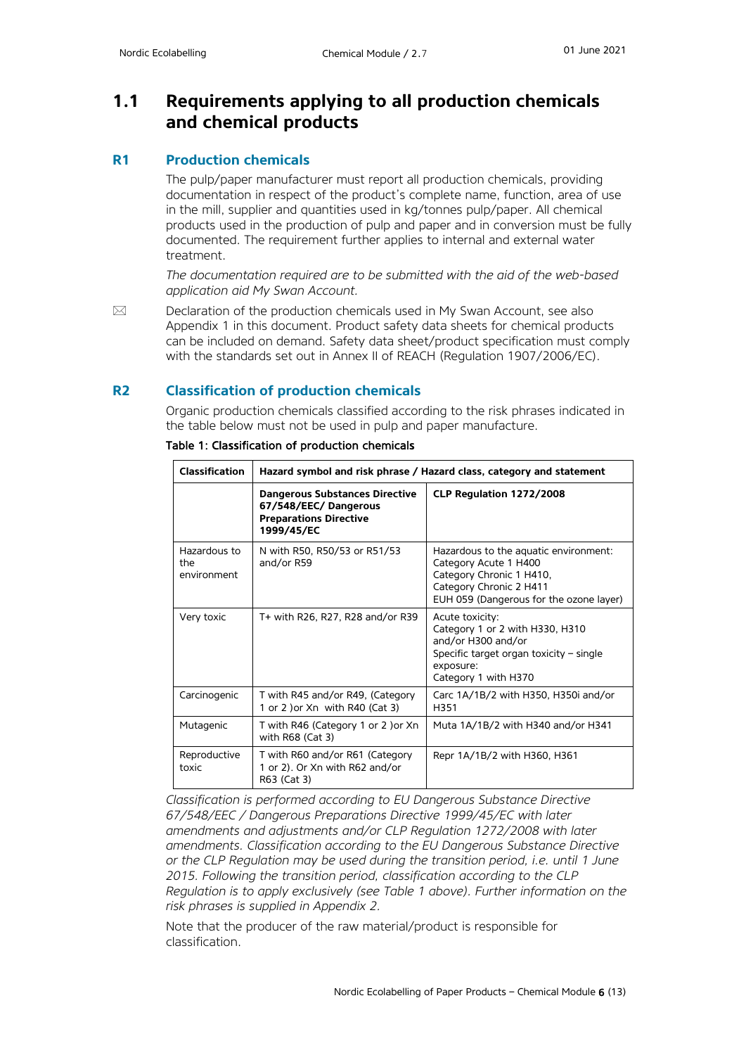## 1.1 Requirements applying to all production chemicals and chemical products

### R1 Production chemicals

The pulp/paper manufacturer must report all production chemicals, providing documentation in respect of the product's complete name, function, area of use in the mill, supplier and quantities used in kg/tonnes pulp/paper. All chemical products used in the production of pulp and paper and in conversion must be fully documented. The requirement further applies to internal and external water treatment.

*The documentation required are to be submitted with the aid of the web-based application aid My Swan Account.*

✉ Declaration of the production chemicals used in My Swan Account, see also Appendix 1 in this document. Product safety data sheets for chemical products can be included on demand. Safety data sheet/product specification must comply with the standards set out in Annex II of REACH (Regulation 1907/2006/EC).

### R2 Classification of production chemicals

Organic production chemicals classified according to the risk phrases indicated in the table below must not be used in pulp and paper manufacture.

**Table 1: Classification of production chemicals**

| Classification | Hazard symbol and risk phrase / Hazard class, category and statement | |
|---|---|---|
| | **Dangerous Substances Directive 67/548/EEC/ Dangerous Preparations Directive 1999/45/EC** | **CLP Regulation 1272/2008** |
| Hazardous to the environment | N with R50, R50/53 or R51/53 and/or R59 | Hazardous to the aquatic environment: Category Acute 1 H400 Category Chronic 1 H410, Category Chronic 2 H411 EUH 059 (Dangerous for the ozone layer) |
| Very toxic | T+ with R26, R27, R28 and/or R39 | Acute toxicity: Category 1 or 2 with H330, H310 and/or H300 and/or Specific target organ toxicity – single exposure: Category 1 with H370 |
| Carcinogenic | T with R45 and/or R49, (Category 1 or 2 )or Xn with R40 (Cat 3) | Carc 1A/1B/2 with H350, H350i and/or H351 |
| Mutagenic | T with R46 (Category 1 or 2 )or Xn with R68 (Cat 3) | Muta 1A/1B/2 with H340 and/or H341 |
| Reproductive toxic | T with R60 and/or R61 (Category 1 or 2). Or Xn with R62 and/or R63 (Cat 3) | Repr 1A/1B/2 with H360, H361 |

*Classification is performed according to EU Dangerous Substance Directive 67/548/EEC / Dangerous Preparations Directive 1999/45/EC with later amendments and adjustments and/or CLP Regulation 1272/2008 with later amendments. Classification according to the EU Dangerous Substance Directive or the CLP Regulation may be used during the transition period, i.e. until 1 June 2015. Following the transition period, classification according to the CLP Regulation is to apply exclusively (see Table 1 above). Further information on the risk phrases is supplied in Appendix 2.*

Note that the producer of the raw material/product is responsible for classification.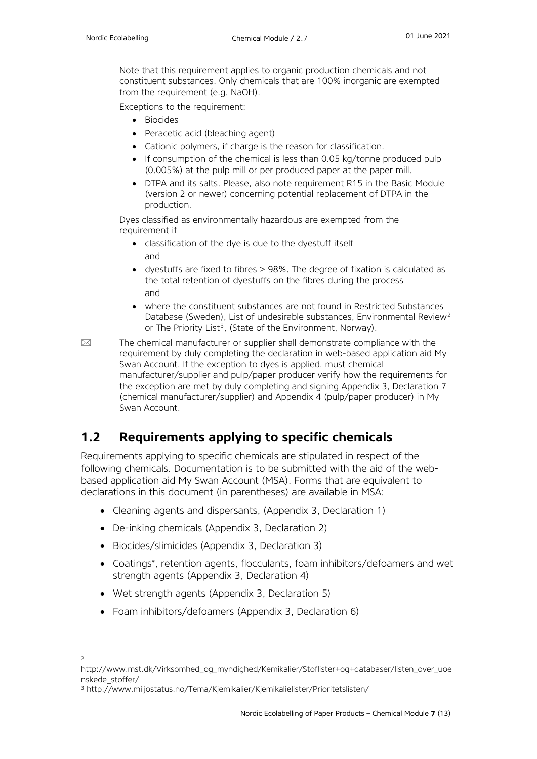Note that this requirement applies to organic production chemicals and not constituent substances. Only chemicals that are 100% inorganic are exempted from the requirement (e.g. NaOH).

Exceptions to the requirement:

- Biocides
- Peracetic acid (bleaching agent)
- Cationic polymers, if charge is the reason for classification.
- If consumption of the chemical is less than 0.05 kg/tonne produced pulp (0.005%) at the pulp mill or per produced paper at the paper mill.
- DTPA and its salts. Please, also note requirement R15 in the Basic Module (version 2 or newer) concerning potential replacement of DTPA in the production.

Dyes classified as environmentally hazardous are exempted from the requirement if

- classification of the dye is due to the dyestuff itself and
- dyestuffs are fixed to fibres > 98%. The degree of fixation is calculated as the total retention of dyestuffs on the fibres during the process and
- where the constituent substances are not found in Restricted Substances Database (Sweden), List of undesirable substances, Environmental Review[2] or The Priority List[3], (State of the Environment, Norway).

✉ The chemical manufacturer or supplier shall demonstrate compliance with the requirement by duly completing the declaration in web-based application aid My Swan Account. If the exception to dyes is applied, must chemical manufacturer/supplier and pulp/paper producer verify how the requirements for the exception are met by duly completing and signing Appendix 3, Declaration 7 (chemical manufacturer/supplier) and Appendix 4 (pulp/paper producer) in My Swan Account.

## 1.2 Requirements applying to specific chemicals

Requirements applying to specific chemicals are stipulated in respect of the following chemicals. Documentation is to be submitted with the aid of the web-based application aid My Swan Account (MSA). Forms that are equivalent to declarations in this document (in parentheses) are available in MSA:

- Cleaning agents and dispersants, (Appendix 3, Declaration 1)
- De-inking chemicals (Appendix 3, Declaration 2)
- Biocides/slimicides (Appendix 3, Declaration 3)
- Coatings*, retention agents, flocculants, foam inhibitors/defoamers and wet strength agents (Appendix 3, Declaration 4)
- Wet strength agents (Appendix 3, Declaration 5)
- Foam inhibitors/defoamers (Appendix 3, Declaration 6)

---

[2] http://www.mst.dk/Virksomhed_og_myndighed/Kemikalier/Stoflister+og+databaser/listen_over_uoenskede_stoffer/

[3] http://www.miljostatus.no/Tema/Kjemikalier/Kjemikalielister/Prioritetslisten/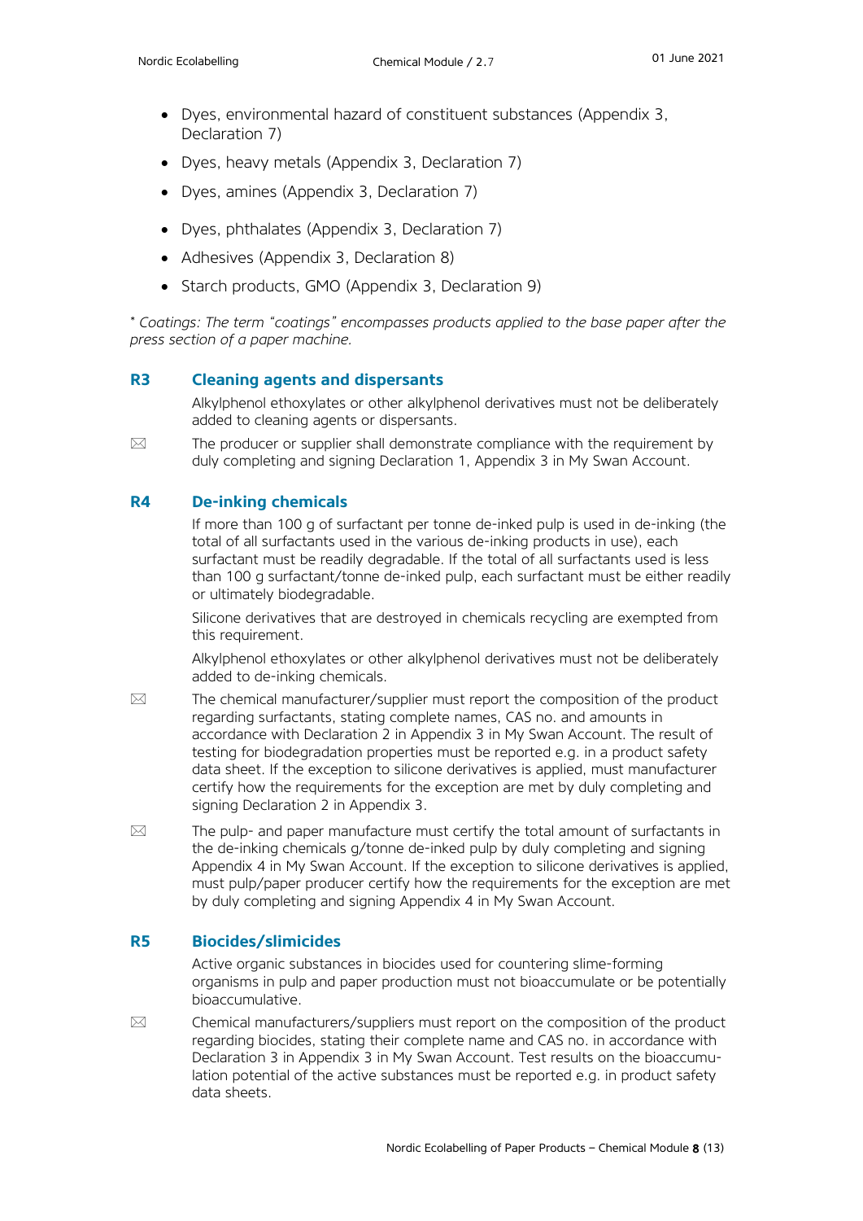- Dyes, environmental hazard of constituent substances (Appendix 3, Declaration 7)
- Dyes, heavy metals (Appendix 3, Declaration 7)
- Dyes, amines (Appendix 3, Declaration 7)
- Dyes, phthalates (Appendix 3, Declaration 7)
- Adhesives (Appendix 3, Declaration 8)
- Starch products, GMO (Appendix 3, Declaration 9)

*\* Coatings: The term "coatings" encompasses products applied to the base paper after the press section of a paper machine.*

## R3 Cleaning agents and dispersants

Alkylphenol ethoxylates or other alkylphenol derivatives must not be deliberately added to cleaning agents or dispersants.

✉ The producer or supplier shall demonstrate compliance with the requirement by duly completing and signing Declaration 1, Appendix 3 in My Swan Account.

## R4 De-inking chemicals

If more than 100 g of surfactant per tonne de-inked pulp is used in de-inking (the total of all surfactants used in the various de-inking products in use), each surfactant must be readily degradable. If the total of all surfactants used is less than 100 g surfactant/tonne de-inked pulp, each surfactant must be either readily or ultimately biodegradable.

Silicone derivatives that are destroyed in chemicals recycling are exempted from this requirement.

Alkylphenol ethoxylates or other alkylphenol derivatives must not be deliberately added to de-inking chemicals.

✉ The chemical manufacturer/supplier must report the composition of the product regarding surfactants, stating complete names, CAS no. and amounts in accordance with Declaration 2 in Appendix 3 in My Swan Account. The result of testing for biodegradation properties must be reported e.g. in a product safety data sheet. If the exception to silicone derivatives is applied, must manufacturer certify how the requirements for the exception are met by duly completing and signing Declaration 2 in Appendix 3.

✉ The pulp- and paper manufacture must certify the total amount of surfactants in the de-inking chemicals g/tonne de-inked pulp by duly completing and signing Appendix 4 in My Swan Account. If the exception to silicone derivatives is applied, must pulp/paper producer certify how the requirements for the exception are met by duly completing and signing Appendix 4 in My Swan Account.

## R5 Biocides/slimicides

Active organic substances in biocides used for countering slime-forming organisms in pulp and paper production must not bioaccumulate or be potentially bioaccumulative.

✉ Chemical manufacturers/suppliers must report on the composition of the product regarding biocides, stating their complete name and CAS no. in accordance with Declaration 3 in Appendix 3 in My Swan Account. Test results on the bioaccumulation potential of the active substances must be reported e.g. in product safety data sheets.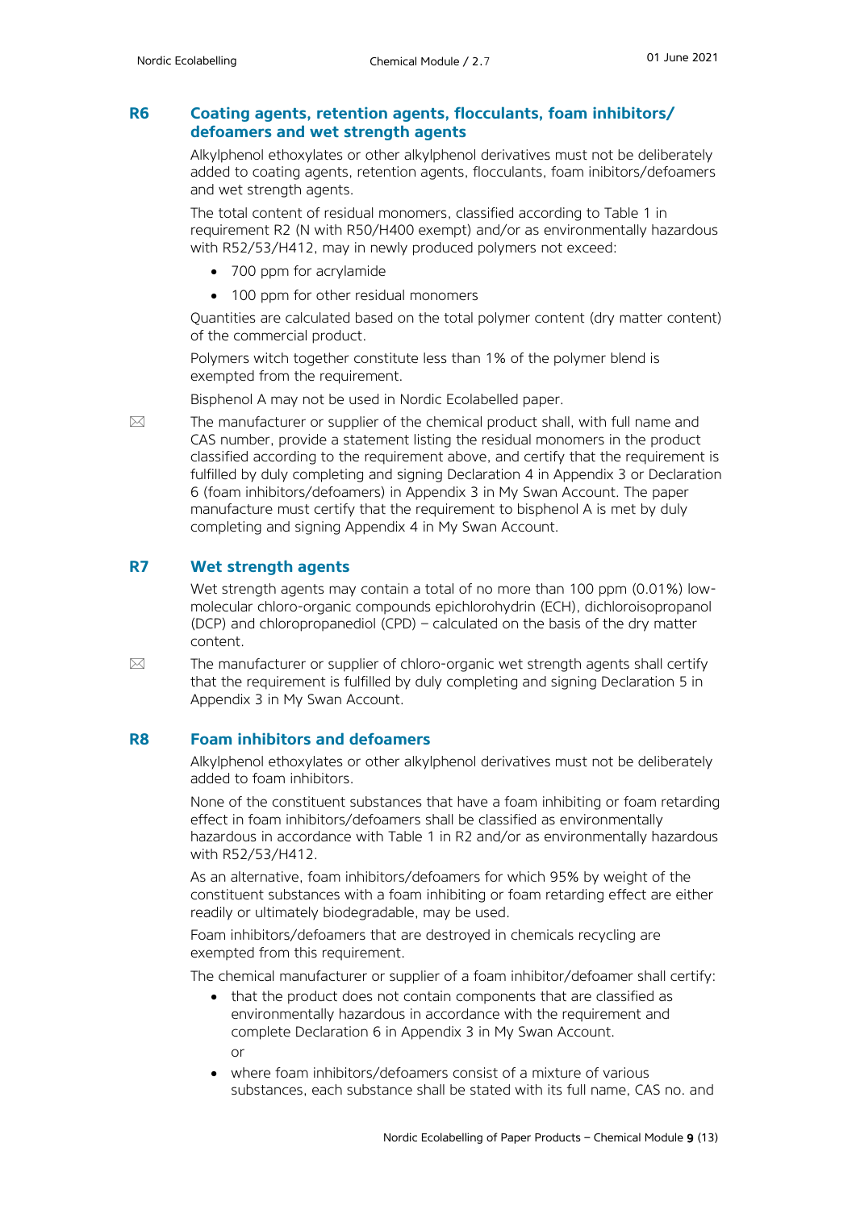## R6 Coating agents, retention agents, flocculants, foam inhibitors/ defoamers and wet strength agents

Alkylphenol ethoxylates or other alkylphenol derivatives must not be deliberately added to coating agents, retention agents, flocculants, foam inibitors/defoamers and wet strength agents.

The total content of residual monomers, classified according to Table 1 in requirement R2 (N with R50/H400 exempt) and/or as environmentally hazardous with R52/53/H412, may in newly produced polymers not exceed:

- 700 ppm for acrylamide
- 100 ppm for other residual monomers

Quantities are calculated based on the total polymer content (dry matter content) of the commercial product.

Polymers witch together constitute less than 1% of the polymer blend is exempted from the requirement.

Bisphenol A may not be used in Nordic Ecolabelled paper.

✉ The manufacturer or supplier of the chemical product shall, with full name and CAS number, provide a statement listing the residual monomers in the product classified according to the requirement above, and certify that the requirement is fulfilled by duly completing and signing Declaration 4 in Appendix 3 or Declaration 6 (foam inhibitors/defoamers) in Appendix 3 in My Swan Account. The paper manufacture must certify that the requirement to bisphenol A is met by duly completing and signing Appendix 4 in My Swan Account.

## R7 Wet strength agents

Wet strength agents may contain a total of no more than 100 ppm (0.01%) low-molecular chloro-organic compounds epichlorohydrin (ECH), dichloroisopropanol (DCP) and chloropropanediol (CPD) – calculated on the basis of the dry matter content.

✉ The manufacturer or supplier of chloro-organic wet strength agents shall certify that the requirement is fulfilled by duly completing and signing Declaration 5 in Appendix 3 in My Swan Account.

## R8 Foam inhibitors and defoamers

Alkylphenol ethoxylates or other alkylphenol derivatives must not be deliberately added to foam inhibitors.

None of the constituent substances that have a foam inhibiting or foam retarding effect in foam inhibitors/defoamers shall be classified as environmentally hazardous in accordance with Table 1 in R2 and/or as environmentally hazardous with R52/53/H412.

As an alternative, foam inhibitors/defoamers for which 95% by weight of the constituent substances with a foam inhibiting or foam retarding effect are either readily or ultimately biodegradable, may be used.

Foam inhibitors/defoamers that are destroyed in chemicals recycling are exempted from this requirement.

The chemical manufacturer or supplier of a foam inhibitor/defoamer shall certify:

- that the product does not contain components that are classified as environmentally hazardous in accordance with the requirement and complete Declaration 6 in Appendix 3 in My Swan Account.
  or
- where foam inhibitors/defoamers consist of a mixture of various substances, each substance shall be stated with its full name, CAS no. and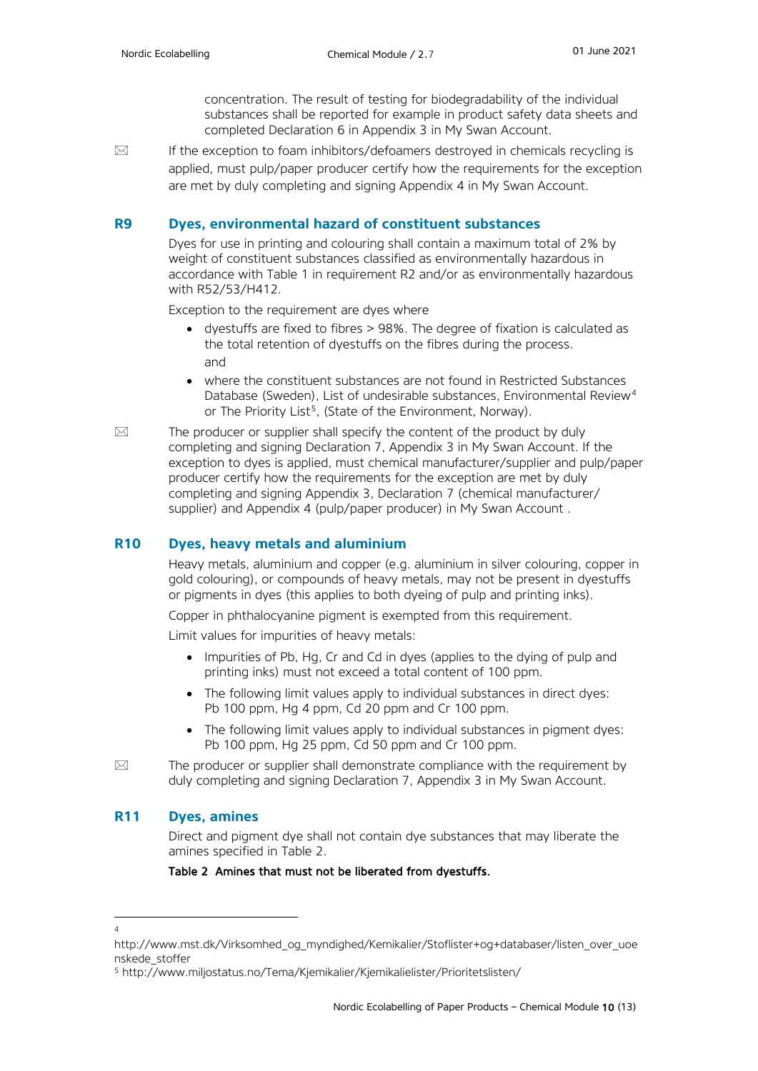concentration. The result of testing for biodegradability of the individual substances shall be reported for example in product safety data sheets and completed Declaration 6 in Appendix 3 in My Swan Account.

✉ If the exception to foam inhibitors/defoamers destroyed in chemicals recycling is applied, must pulp/paper producer certify how the requirements for the exception are met by duly completing and signing Appendix 4 in My Swan Account.

## R9 Dyes, environmental hazard of constituent substances

Dyes for use in printing and colouring shall contain a maximum total of 2% by weight of constituent substances classified as environmentally hazardous in accordance with Table 1 in requirement R2 and/or as environmentally hazardous with R52/53/H412.

Exception to the requirement are dyes where

- dyestuffs are fixed to fibres > 98%. The degree of fixation is calculated as the total retention of dyestuffs on the fibres during the process.
  and
- where the constituent substances are not found in Restricted Substances Database (Sweden), List of undesirable substances, Environmental Review[4] or The Priority List[5], (State of the Environment, Norway).

✉ The producer or supplier shall specify the content of the product by duly completing and signing Declaration 7, Appendix 3 in My Swan Account. If the exception to dyes is applied, must chemical manufacturer/supplier and pulp/paper producer certify how the requirements for the exception are met by duly completing and signing Appendix 3, Declaration 7 (chemical manufacturer/supplier) and Appendix 4 (pulp/paper producer) in My Swan Account .

## R10 Dyes, heavy metals and aluminium

Heavy metals, aluminium and copper (e.g. aluminium in silver colouring, copper in gold colouring), or compounds of heavy metals, may not be present in dyestuffs or pigments in dyes (this applies to both dyeing of pulp and printing inks).

Copper in phthalocyanine pigment is exempted from this requirement.

Limit values for impurities of heavy metals:

- Impurities of Pb, Hg, Cr and Cd in dyes (applies to the dying of pulp and printing inks) must not exceed a total content of 100 ppm.
- The following limit values apply to individual substances in direct dyes: Pb 100 ppm, Hg 4 ppm, Cd 20 ppm and Cr 100 ppm.
- The following limit values apply to individual substances in pigment dyes: Pb 100 ppm, Hg 25 ppm, Cd 50 ppm and Cr 100 ppm.

✉ The producer or supplier shall demonstrate compliance with the requirement by duly completing and signing Declaration 7, Appendix 3 in My Swan Account.

## R11 Dyes, amines

Direct and pigment dye shall not contain dye substances that may liberate the amines specified in Table 2.

**Table 2 Amines that must not be liberated from dyestuffs.**

---

[4] http://www.mst.dk/Virksomhed_og_myndighed/Kemikalier/Stoflister+og+databaser/listen_over_uoenskede_stoffer

[5] http://www.miljostatus.no/Tema/Kjemikalier/Kjemikalielister/Prioritetslisten/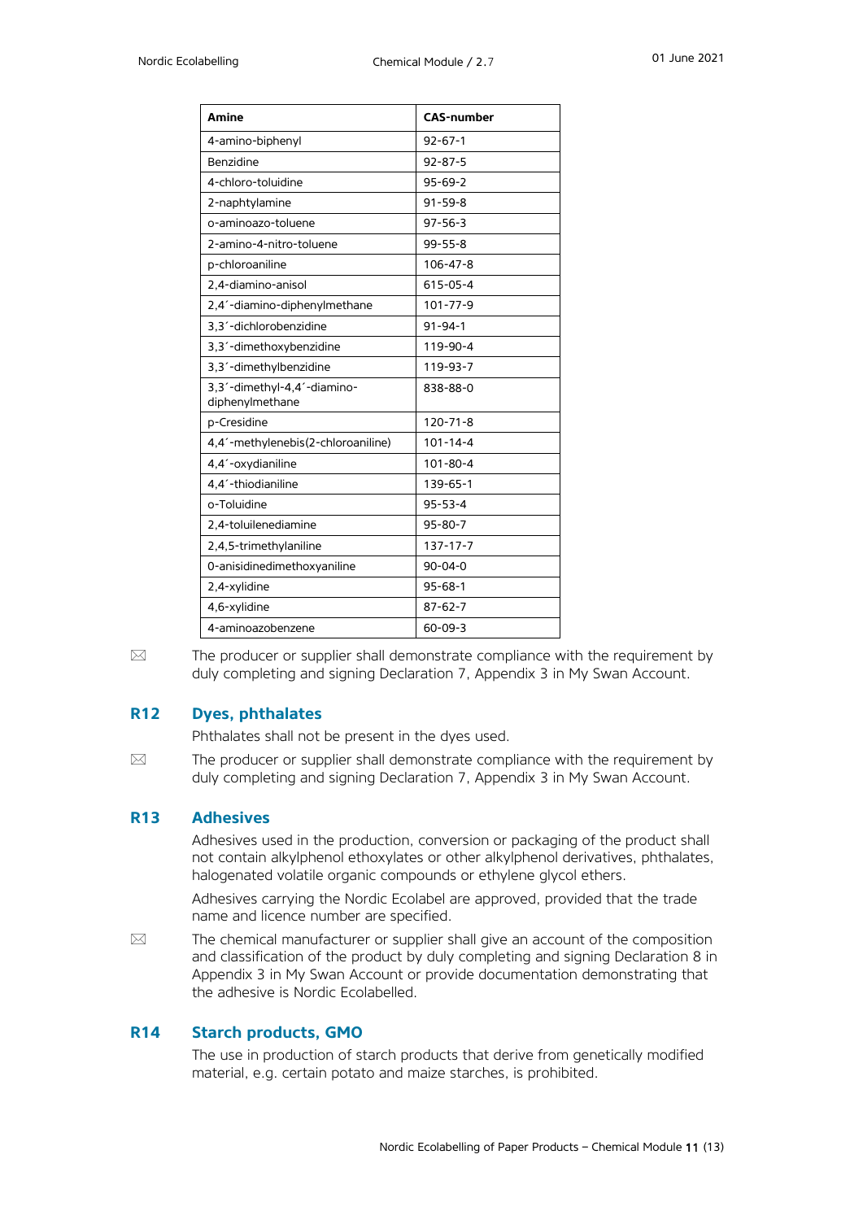| Amine | CAS-number |
| --- | --- |
| 4-amino-biphenyl | 92-67-1 |
| Benzidine | 92-87-5 |
| 4-chloro-toluidine | 95-69-2 |
| 2-naphtylamine | 91-59-8 |
| o-aminoazo-toluene | 97-56-3 |
| 2-amino-4-nitro-toluene | 99-55-8 |
| p-chloroaniline | 106-47-8 |
| 2,4-diamino-anisol | 615-05-4 |
| 2,4´-diamino-diphenylmethane | 101-77-9 |
| 3,3´-dichlorobenzidine | 91-94-1 |
| 3,3´-dimethoxybenzidine | 119-90-4 |
| 3,3´-dimethylbenzidine | 119-93-7 |
| 3,3´-dimethyl-4,4´-diamino-diphenylmethane | 838-88-0 |
| p-Cresidine | 120-71-8 |
| 4,4´-methylenebis(2-chloroaniline) | 101-14-4 |
| 4,4´-oxydianiline | 101-80-4 |
| 4,4´-thiodianiline | 139-65-1 |
| o-Toluidine | 95-53-4 |
| 2,4-toluilenediamine | 95-80-7 |
| 2,4,5-trimethylaniline | 137-17-7 |
| 0-anisidinedimethoxyaniline | 90-04-0 |
| 2,4-xylidine | 95-68-1 |
| 4,6-xylidine | 87-62-7 |
| 4-aminoazobenzene | 60-09-3 |

✉ The producer or supplier shall demonstrate compliance with the requirement by duly completing and signing Declaration 7, Appendix 3 in My Swan Account.

## R12 Dyes, phthalates

Phthalates shall not be present in the dyes used.

✉ The producer or supplier shall demonstrate compliance with the requirement by duly completing and signing Declaration 7, Appendix 3 in My Swan Account.

## R13 Adhesives

Adhesives used in the production, conversion or packaging of the product shall not contain alkylphenol ethoxylates or other alkylphenol derivatives, phthalates, halogenated volatile organic compounds or ethylene glycol ethers.

Adhesives carrying the Nordic Ecolabel are approved, provided that the trade name and licence number are specified.

✉ The chemical manufacturer or supplier shall give an account of the composition and classification of the product by duly completing and signing Declaration 8 in Appendix 3 in My Swan Account or provide documentation demonstrating that the adhesive is Nordic Ecolabelled.

## R14 Starch products, GMO

The use in production of starch products that derive from genetically modified material, e.g. certain potato and maize starches, is prohibited.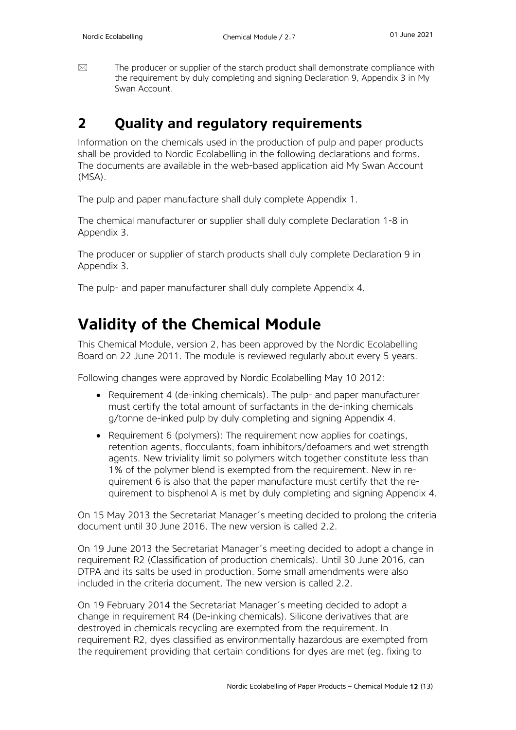✉ The producer or supplier of the starch product shall demonstrate compliance with the requirement by duly completing and signing Declaration 9, Appendix 3 in My Swan Account.

## 2 Quality and regulatory requirements

Information on the chemicals used in the production of pulp and paper products shall be provided to Nordic Ecolabelling in the following declarations and forms. The documents are available in the web-based application aid My Swan Account (MSA).

The pulp and paper manufacture shall duly complete Appendix 1.

The chemical manufacturer or supplier shall duly complete Declaration 1-8 in Appendix 3.

The producer or supplier of starch products shall duly complete Declaration 9 in Appendix 3.

The pulp- and paper manufacturer shall duly complete Appendix 4.

# Validity of the Chemical Module

This Chemical Module, version 2, has been approved by the Nordic Ecolabelling Board on 22 June 2011. The module is reviewed regularly about every 5 years.

Following changes were approved by Nordic Ecolabelling May 10 2012:

- Requirement 4 (de-inking chemicals). The pulp- and paper manufacturer must certify the total amount of surfactants in the de-inking chemicals g/tonne de-inked pulp by duly completing and signing Appendix 4.
- Requirement 6 (polymers): The requirement now applies for coatings, retention agents, flocculants, foam inhibitors/defoamers and wet strength agents. New triviality limit so polymers witch together constitute less than 1% of the polymer blend is exempted from the requirement. New in requirement 6 is also that the paper manufacture must certify that the requirement to bisphenol A is met by duly completing and signing Appendix 4.

On 15 May 2013 the Secretariat Manager´s meeting decided to prolong the criteria document until 30 June 2016. The new version is called 2.2.

On 19 June 2013 the Secretariat Manager´s meeting decided to adopt a change in requirement R2 (Classification of production chemicals). Until 30 June 2016, can DTPA and its salts be used in production. Some small amendments were also included in the criteria document. The new version is called 2.2.

On 19 February 2014 the Secretariat Manager´s meeting decided to adopt a change in requirement R4 (De-inking chemicals). Silicone derivatives that are destroyed in chemicals recycling are exempted from the requirement. In requirement R2, dyes classified as environmentally hazardous are exempted from the requirement providing that certain conditions for dyes are met (eg. fixing to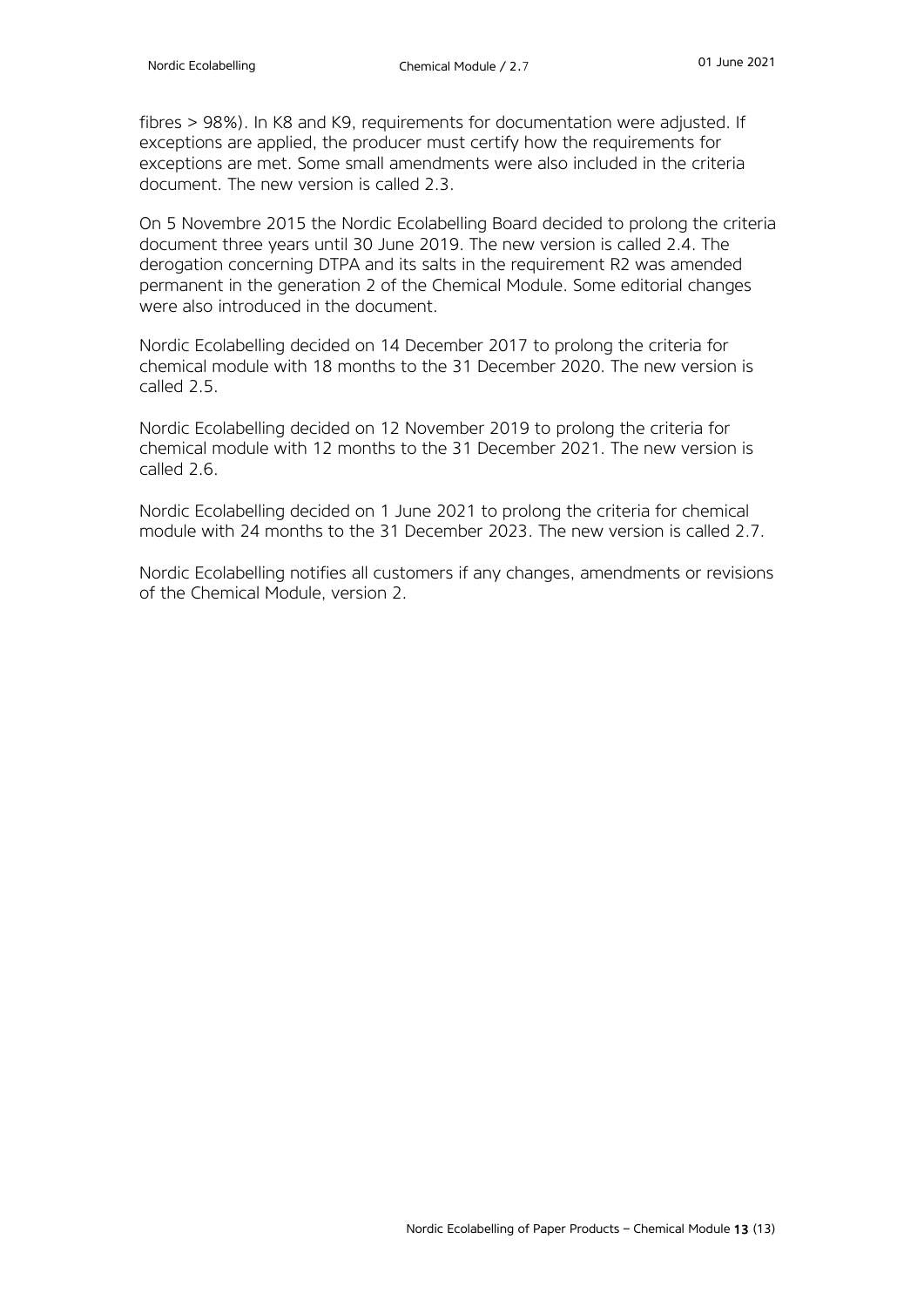fibres > 98%). In K8 and K9, requirements for documentation were adjusted. If exceptions are applied, the producer must certify how the requirements for exceptions are met. Some small amendments were also included in the criteria document. The new version is called 2.3.

On 5 Novembre 2015 the Nordic Ecolabelling Board decided to prolong the criteria document three years until 30 June 2019. The new version is called 2.4. The derogation concerning DTPA and its salts in the requirement R2 was amended permanent in the generation 2 of the Chemical Module. Some editorial changes were also introduced in the document.

Nordic Ecolabelling decided on 14 December 2017 to prolong the criteria for chemical module with 18 months to the 31 December 2020. The new version is called 2.5.

Nordic Ecolabelling decided on 12 November 2019 to prolong the criteria for chemical module with 12 months to the 31 December 2021. The new version is called 2.6.

Nordic Ecolabelling decided on 1 June 2021 to prolong the criteria for chemical module with 24 months to the 31 December 2023. The new version is called 2.7.

Nordic Ecolabelling notifies all customers if any changes, amendments or revisions of the Chemical Module, version 2.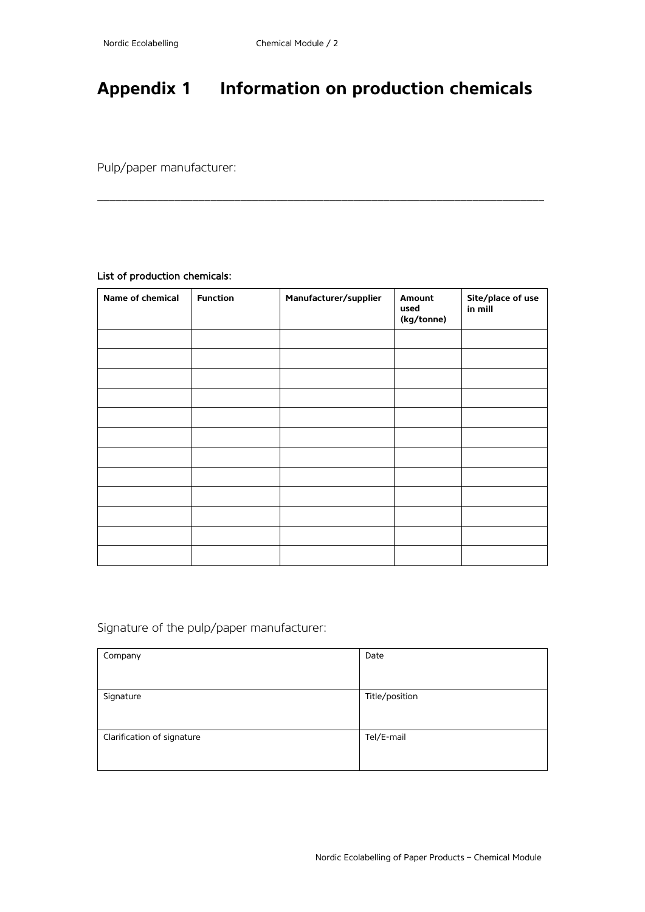# Appendix 1 Information on production chemicals

Pulp/paper manufacturer:

\_\_\_\_\_\_\_\_\_\_\_\_\_\_\_\_\_\_\_\_\_\_\_\_\_\_\_\_\_\_\_\_\_\_\_\_\_\_\_\_\_\_\_\_\_\_\_\_\_\_\_\_\_\_\_\_\_\_\_\_\_\_\_\_\_\_\_\_

**List of production chemicals:**

| Name of chemical | Function | Manufacturer/supplier | Amount used (kg/tonne) | Site/place of use in mill |
|---|---|---|---|---|
| | | | | |
| | | | | |
| | | | | |
| | | | | |
| | | | | |
| | | | | |
| | | | | |
| | | | | |
| | | | | |
| | | | | |
| | | | | |
| | | | | |

Signature of the pulp/paper manufacturer:

| Company | Date |
|---|---|
| Signature | Title/position |
| Clarification of signature | Tel/E-mail |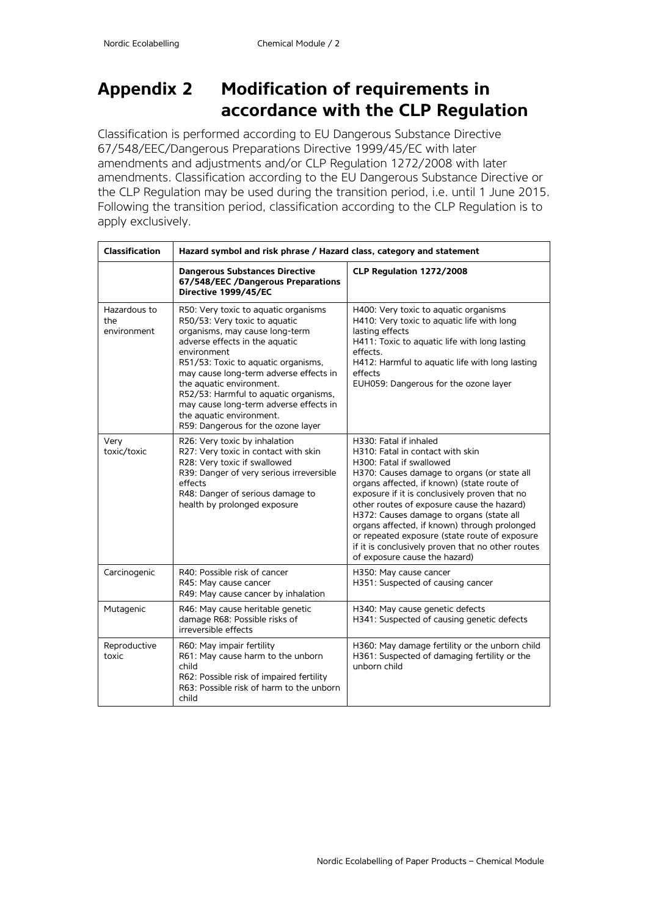# Appendix 2 Modification of requirements in accordance with the CLP Regulation

Classification is performed according to EU Dangerous Substance Directive 67/548/EEC/Dangerous Preparations Directive 1999/45/EC with later amendments and adjustments and/or CLP Regulation 1272/2008 with later amendments. Classification according to the EU Dangerous Substance Directive or the CLP Regulation may be used during the transition period, i.e. until 1 June 2015. Following the transition period, classification according to the CLP Regulation is to apply exclusively.

| Classification | Hazard symbol and risk phrase / Hazard class, category and statement | |
|---|---|---|
| | **Dangerous Substances Directive 67/548/EEC /Dangerous Preparations Directive 1999/45/EC** | **CLP Regulation 1272/2008** |
| Hazardous to the environment | R50: Very toxic to aquatic organisms<br>R50/53: Very toxic to aquatic organisms, may cause long-term adverse effects in the aquatic environment<br>R51/53: Toxic to aquatic organisms, may cause long-term adverse effects in the aquatic environment.<br>R52/53: Harmful to aquatic organisms, may cause long-term adverse effects in the aquatic environment.<br>R59: Dangerous for the ozone layer | H400: Very toxic to aquatic organisms<br>H410: Very toxic to aquatic life with long lasting effects<br>H411: Toxic to aquatic life with long lasting effects.<br>H412: Harmful to aquatic life with long lasting effects<br>EUH059: Dangerous for the ozone layer |
| Very toxic/toxic | R26: Very toxic by inhalation<br>R27: Very toxic in contact with skin<br>R28: Very toxic if swallowed<br>R39: Danger of very serious irreversible effects<br>R48: Danger of serious damage to health by prolonged exposure | H330: Fatal if inhaled<br>H310: Fatal in contact with skin<br>H300: Fatal if swallowed<br>H370: Causes damage to organs (or state all organs affected, if known) (state route of exposure if it is conclusively proven that no other routes of exposure cause the hazard)<br>H372: Causes damage to organs (state all organs affected, if known) through prolonged or repeated exposure (state route of exposure if it is conclusively proven that no other routes of exposure cause the hazard) |
| Carcinogenic | R40: Possible risk of cancer<br>R45: May cause cancer<br>R49: May cause cancer by inhalation | H350: May cause cancer<br>H351: Suspected of causing cancer |
| Mutagenic | R46: May cause heritable genetic damage R68: Possible risks of irreversible effects | H340: May cause genetic defects<br>H341: Suspected of causing genetic defects |
| Reproductive toxic | R60: May impair fertility<br>R61: May cause harm to the unborn child<br>R62: Possible risk of impaired fertility<br>R63: Possible risk of harm to the unborn child | H360: May damage fertility or the unborn child<br>H361: Suspected of damaging fertility or the unborn child |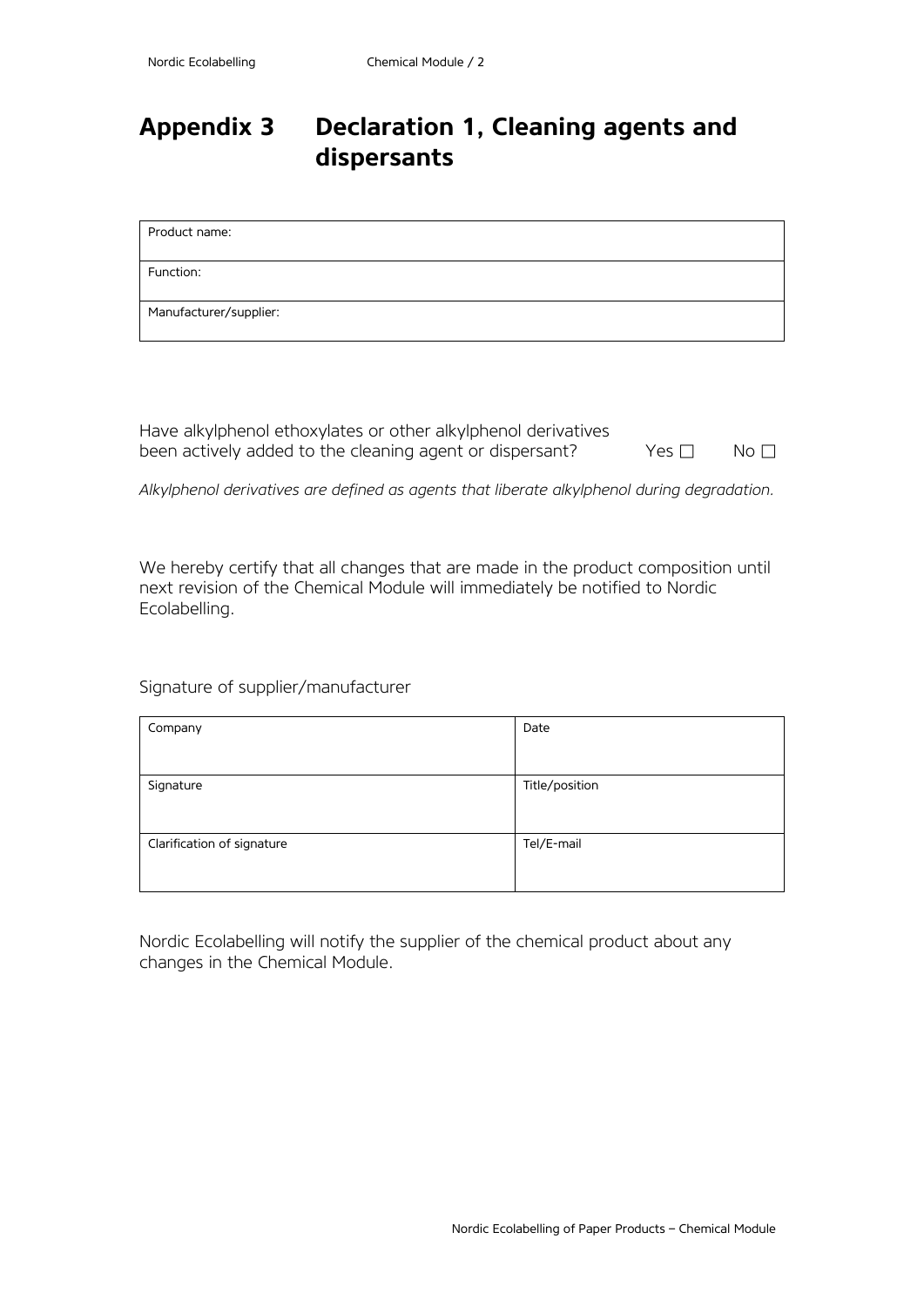# Appendix 3 Declaration 1, Cleaning agents and dispersants

| Product name: |
|---|
| Function: |
| Manufacturer/supplier: |

Have alkylphenol ethoxylates or other alkylphenol derivatives been actively added to the cleaning agent or dispersant? Yes ☐ No ☐

*Alkylphenol derivatives are defined as agents that liberate alkylphenol during degradation.*

We hereby certify that all changes that are made in the product composition until next revision of the Chemical Module will immediately be notified to Nordic Ecolabelling.

Signature of supplier/manufacturer

| Company | Date |
|---|---|
| Signature | Title/position |
| Clarification of signature | Tel/E-mail |

Nordic Ecolabelling will notify the supplier of the chemical product about any changes in the Chemical Module.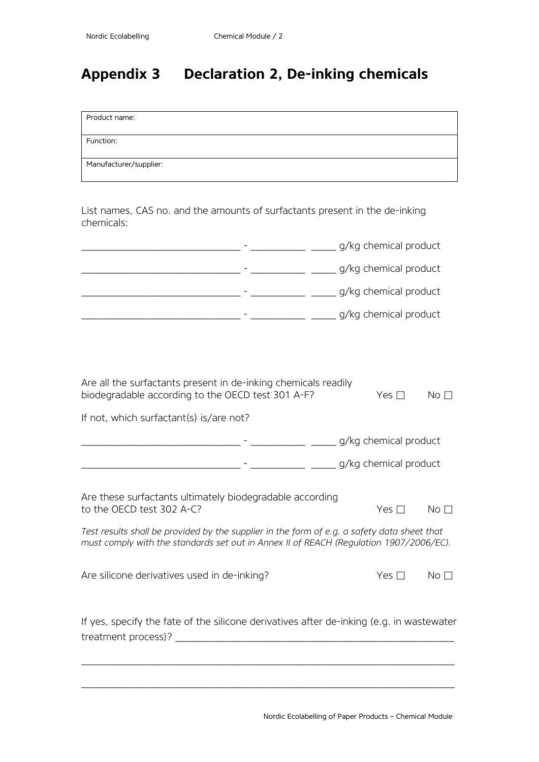# Appendix 3 Declaration 2, De-inking chemicals

| Product name: |
|---|
| Function: |
| Manufacturer/supplier: |

List names, CAS no. and the amounts of surfactants present in the de-inking chemicals:

_____________________________ - __________ _____ g/kg chemical product

_____________________________ - __________ _____ g/kg chemical product

_____________________________ - __________ _____ g/kg chemical product

_____________________________ - __________ _____ g/kg chemical product

Are all the surfactants present in de-inking chemicals readily biodegradable according to the OECD test 301 A-F? Yes ☐ No ☐

If not, which surfactant(s) is/are not?

_____________________________ - __________ _____ g/kg chemical product

_____________________________ - __________ _____ g/kg chemical product

Are these surfactants ultimately biodegradable according to the OECD test 302 A-C? Yes ☐ No ☐

*Test results shall be provided by the supplier in the form of e.g. a safety data sheet that must comply with the standards set out in Annex II of REACH (Regulation 1907/2006/EC).*

Are silicone derivatives used in de-inking? Yes ☐ No ☐

If yes, specify the fate of the silicone derivatives after de-inking (e.g. in wastewater treatment process)? _____________________________________________________

______________________________________________________________________

______________________________________________________________________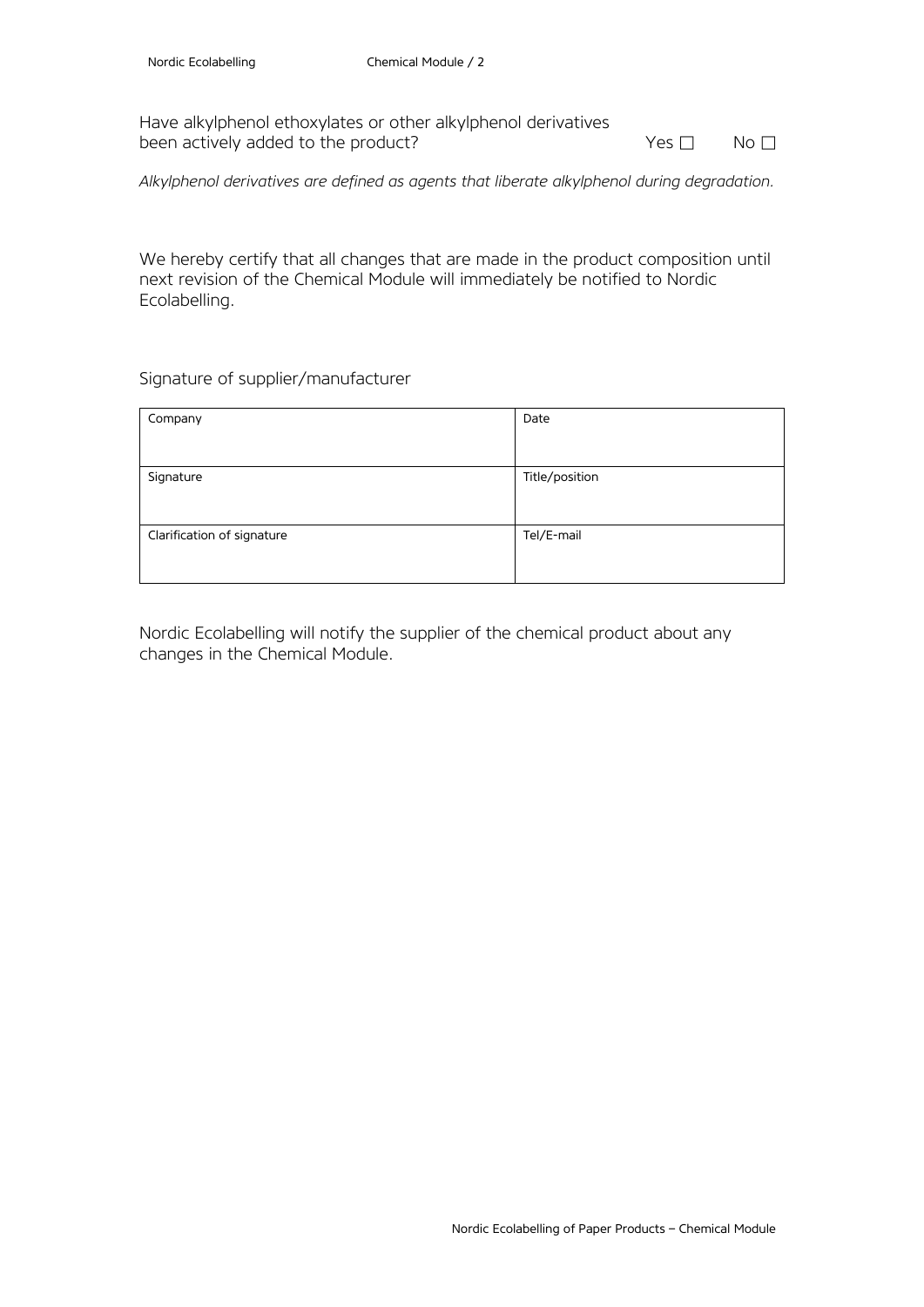Have alkylphenol ethoxylates or other alkylphenol derivatives been actively added to the product? Yes ☐ No ☐

*Alkylphenol derivatives are defined as agents that liberate alkylphenol during degradation.*

We hereby certify that all changes that are made in the product composition until next revision of the Chemical Module will immediately be notified to Nordic Ecolabelling.

Signature of supplier/manufacturer

| Company | Date |
|---|---|
| Signature | Title/position |
| Clarification of signature | Tel/E-mail |

Nordic Ecolabelling will notify the supplier of the chemical product about any changes in the Chemical Module.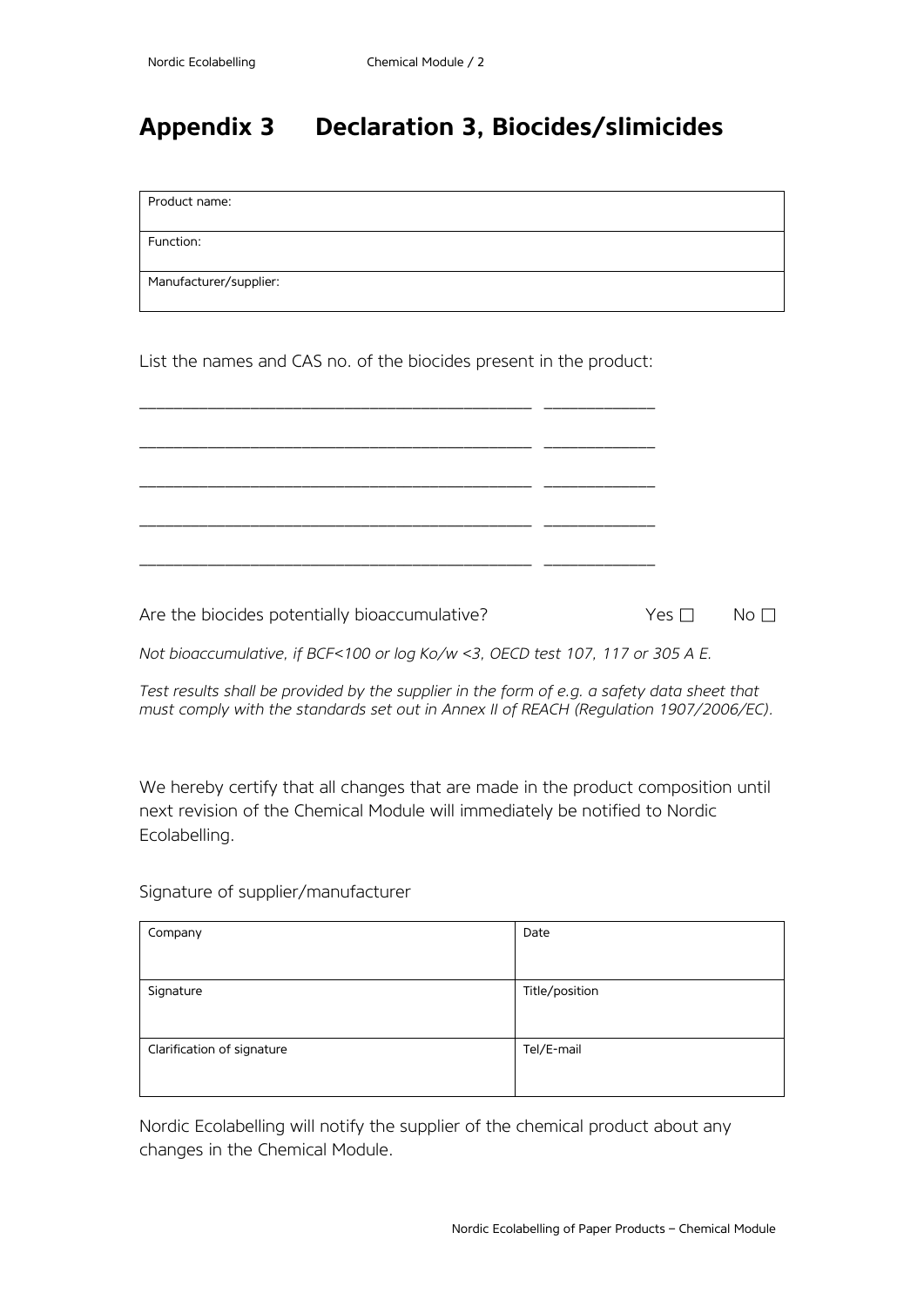# Appendix 3 Declaration 3, Biocides/slimicides

| Product name: |
|---|
| Function: |
| Manufacturer/supplier: |

List the names and CAS no. of the biocides present in the product:

\_\_\_\_\_\_\_\_\_\_\_\_\_\_\_\_\_\_\_\_\_\_\_\_\_\_\_\_\_\_\_\_\_\_\_\_\_\_\_\_ \_\_\_\_\_\_\_\_\_\_\_\_

\_\_\_\_\_\_\_\_\_\_\_\_\_\_\_\_\_\_\_\_\_\_\_\_\_\_\_\_\_\_\_\_\_\_\_\_\_\_\_\_ \_\_\_\_\_\_\_\_\_\_\_\_

\_\_\_\_\_\_\_\_\_\_\_\_\_\_\_\_\_\_\_\_\_\_\_\_\_\_\_\_\_\_\_\_\_\_\_\_\_\_\_\_ \_\_\_\_\_\_\_\_\_\_\_\_

\_\_\_\_\_\_\_\_\_\_\_\_\_\_\_\_\_\_\_\_\_\_\_\_\_\_\_\_\_\_\_\_\_\_\_\_\_\_\_\_ \_\_\_\_\_\_\_\_\_\_\_\_

\_\_\_\_\_\_\_\_\_\_\_\_\_\_\_\_\_\_\_\_\_\_\_\_\_\_\_\_\_\_\_\_\_\_\_\_\_\_\_\_ \_\_\_\_\_\_\_\_\_\_\_\_

Are the biocides potentially bioaccumulative? Yes ☐ No ☐

*Not bioaccumulative, if BCF<100 or log Ko/w <3, OECD test 107, 117 or 305 A E.*

*Test results shall be provided by the supplier in the form of e.g. a safety data sheet that must comply with the standards set out in Annex II of REACH (Regulation 1907/2006/EC).*

We hereby certify that all changes that are made in the product composition until next revision of the Chemical Module will immediately be notified to Nordic Ecolabelling.

Signature of supplier/manufacturer

| Company | Date |
|---|---|
| Signature | Title/position |
| Clarification of signature | Tel/E-mail |

Nordic Ecolabelling will notify the supplier of the chemical product about any changes in the Chemical Module.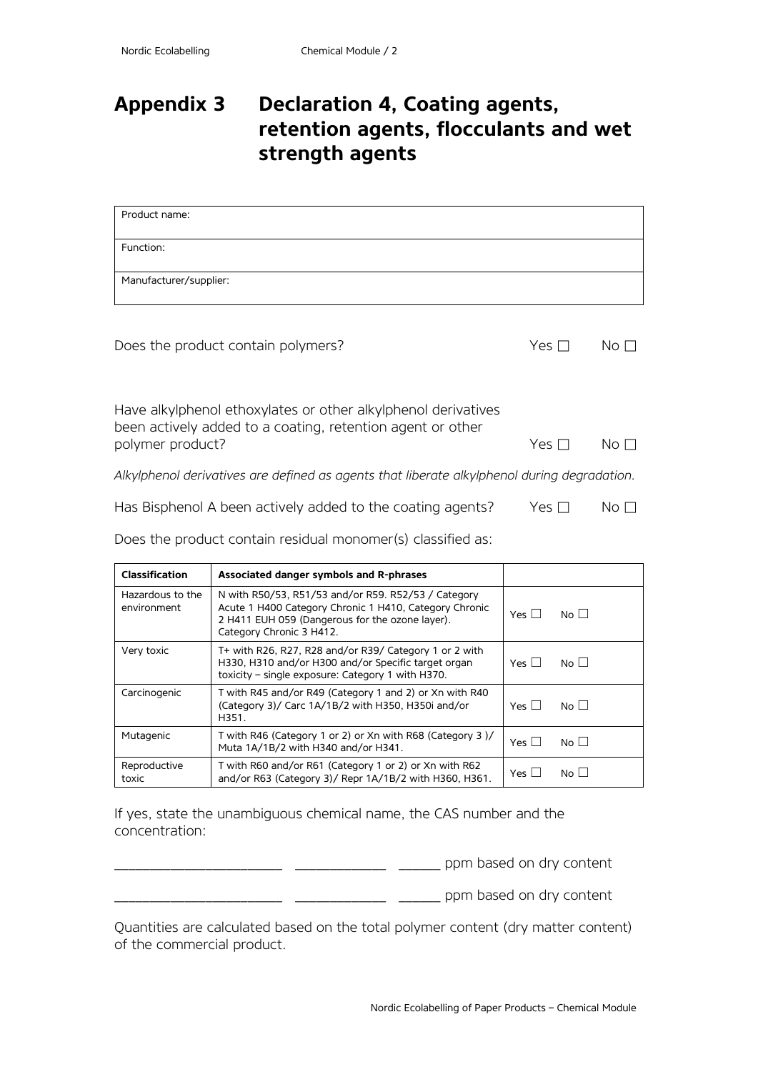# Appendix 3 Declaration 4, Coating agents, retention agents, flocculants and wet strength agents

| Product name: |
|---|
| Function: |
| Manufacturer/supplier: |

Does the product contain polymers? Yes ☐ No ☐

Have alkylphenol ethoxylates or other alkylphenol derivatives been actively added to a coating, retention agent or other polymer product? Yes ☐ No ☐

*Alkylphenol derivatives are defined as agents that liberate alkylphenol during degradation.*

Has Bisphenol A been actively added to the coating agents? Yes ☐ No ☐

Does the product contain residual monomer(s) classified as:

| Classification | Associated danger symbols and R-phrases | |
|---|---|---|
| Hazardous to the environment | N with R50/53, R51/53 and/or R59. R52/53 / Category Acute 1 H400 Category Chronic 1 H410, Category Chronic 2 H411 EUH 059 (Dangerous for the ozone layer). Category Chronic 3 H412. | Yes ☐ No ☐ |
| Very toxic | T+ with R26, R27, R28 and/or R39/ Category 1 or 2 with H330, H310 and/or H300 and/or Specific target organ toxicity – single exposure: Category 1 with H370. | Yes ☐ No ☐ |
| Carcinogenic | T with R45 and/or R49 (Category 1 and 2) or Xn with R40 (Category 3)/ Carc 1A/1B/2 with H350, H350i and/or H351. | Yes ☐ No ☐ |
| Mutagenic | T with R46 (Category 1 or 2) or Xn with R68 (Category 3 )/ Muta 1A/1B/2 with H340 and/or H341. | Yes ☐ No ☐ |
| Reproductive toxic | T with R60 and/or R61 (Category 1 or 2) or Xn with R62 and/or R63 (Category 3)/ Repr 1A/1B/2 with H360, H361. | Yes ☐ No ☐ |

If yes, state the unambiguous chemical name, the CAS number and the concentration:

_______________________ _____________ ______ ppm based on dry content

_______________________ _____________ ______ ppm based on dry content

Quantities are calculated based on the total polymer content (dry matter content) of the commercial product.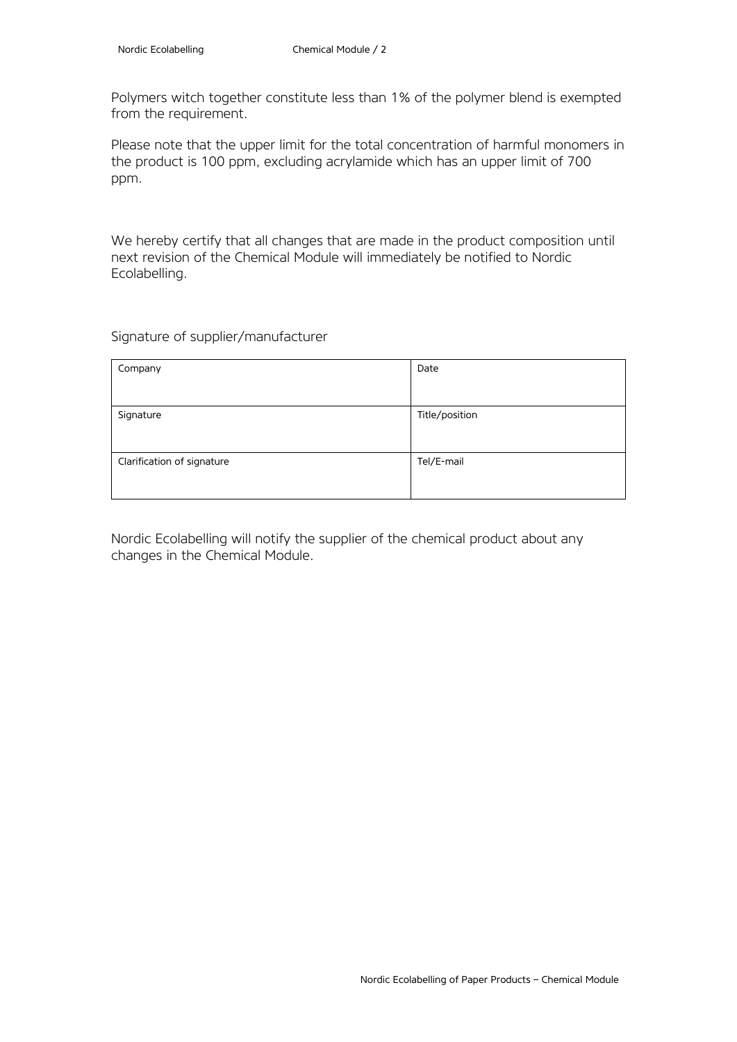Polymers witch together constitute less than 1% of the polymer blend is exempted from the requirement.

Please note that the upper limit for the total concentration of harmful monomers in the product is 100 ppm, excluding acrylamide which has an upper limit of 700 ppm.

We hereby certify that all changes that are made in the product composition until next revision of the Chemical Module will immediately be notified to Nordic Ecolabelling.

Signature of supplier/manufacturer

| Company | Date |
|---|---|
| Signature | Title/position |
| Clarification of signature | Tel/E-mail |

Nordic Ecolabelling will notify the supplier of the chemical product about any changes in the Chemical Module.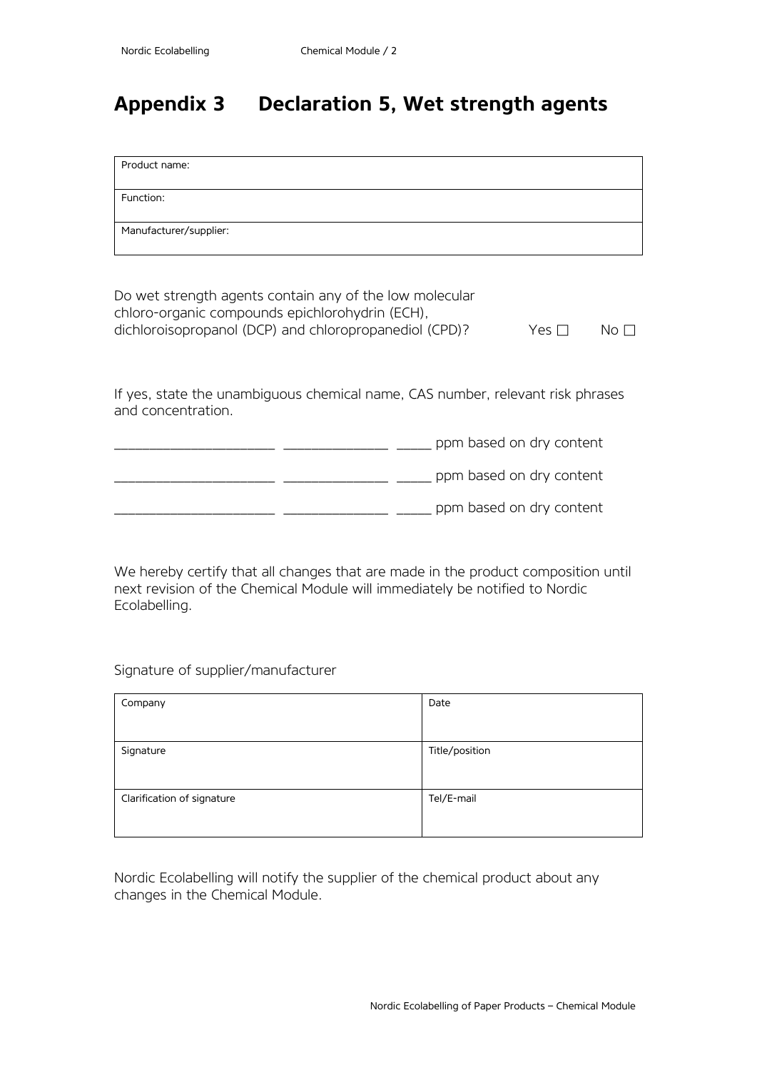# Appendix 3 Declaration 5, Wet strength agents

| Product name: |
|---|
| Function: |
| Manufacturer/supplier: |

Do wet strength agents contain any of the low molecular chloro-organic compounds epichlorohydrin (ECH), dichloroisopropanol (DCP) and chloropropanediol (CPD)? Yes ☐ No ☐

If yes, state the unambiguous chemical name, CAS number, relevant risk phrases and concentration.

\_\_\_\_\_\_\_\_\_\_\_\_\_\_\_\_\_\_\_\_ \_\_\_\_\_\_\_\_\_\_\_\_\_ \_\_\_\_\_ ppm based on dry content

\_\_\_\_\_\_\_\_\_\_\_\_\_\_\_\_\_\_\_\_ \_\_\_\_\_\_\_\_\_\_\_\_\_ \_\_\_\_\_ ppm based on dry content

\_\_\_\_\_\_\_\_\_\_\_\_\_\_\_\_\_\_\_\_ \_\_\_\_\_\_\_\_\_\_\_\_\_ \_\_\_\_\_ ppm based on dry content

We hereby certify that all changes that are made in the product composition until next revision of the Chemical Module will immediately be notified to Nordic Ecolabelling.

Signature of supplier/manufacturer

| Company | Date |
|---|---|
| Signature | Title/position |
| Clarification of signature | Tel/E-mail |

Nordic Ecolabelling will notify the supplier of the chemical product about any changes in the Chemical Module.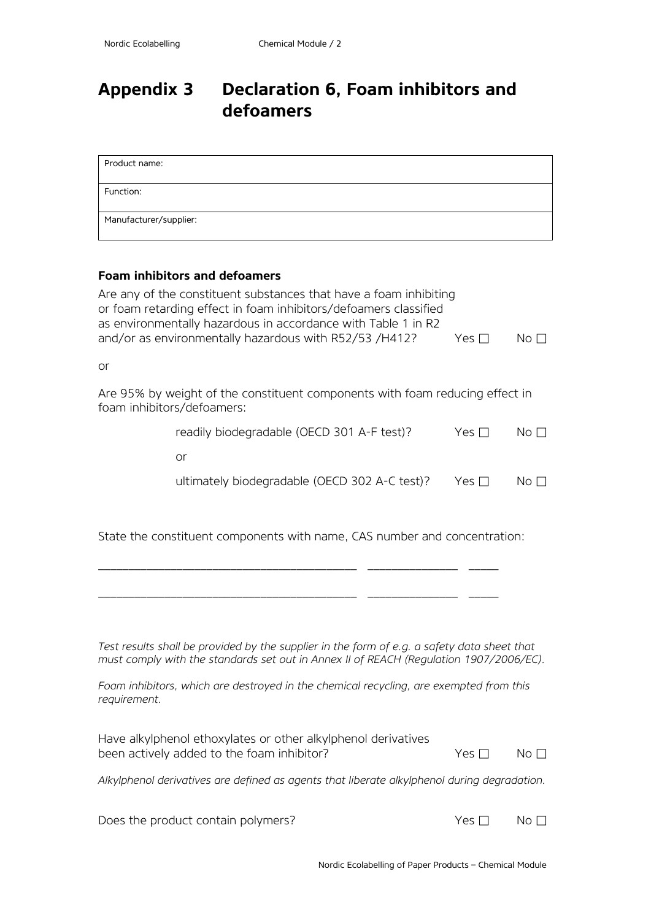# Appendix 3 Declaration 6, Foam inhibitors and defoamers

| Product name: |
|---|
| Function: |
| Manufacturer/supplier: |

**Foam inhibitors and defoamers**

Are any of the constituent substances that have a foam inhibiting or foam retarding effect in foam inhibitors/defoamers classified as environmentally hazardous in accordance with Table 1 in R2 and/or as environmentally hazardous with R52/53 /H412? Yes ☐ No ☐

or

Are 95% by weight of the constituent components with foam reducing effect in foam inhibitors/defoamers:

readily biodegradable (OECD 301 A-F test)? Yes ☐ No ☐

or

ultimately biodegradable (OECD 302 A-C test)? Yes ☐ No ☐

State the constituent components with name, CAS number and concentration:

\_\_\_\_\_\_\_\_\_\_\_\_\_\_\_\_\_\_\_\_\_\_\_\_\_\_\_\_\_\_\_\_\_\_\_\_\_\_\_\_ \_\_\_\_\_\_\_\_\_\_\_\_\_\_ \_\_\_\_\_

\_\_\_\_\_\_\_\_\_\_\_\_\_\_\_\_\_\_\_\_\_\_\_\_\_\_\_\_\_\_\_\_\_\_\_\_\_\_\_\_ \_\_\_\_\_\_\_\_\_\_\_\_\_\_ \_\_\_\_\_

*Test results shall be provided by the supplier in the form of e.g. a safety data sheet that must comply with the standards set out in Annex II of REACH (Regulation 1907/2006/EC).*

*Foam inhibitors, which are destroyed in the chemical recycling, are exempted from this requirement.*

Have alkylphenol ethoxylates or other alkylphenol derivatives been actively added to the foam inhibitor? Yes ☐ No ☐

*Alkylphenol derivatives are defined as agents that liberate alkylphenol during degradation.*

Does the product contain polymers? Yes ☐ No ☐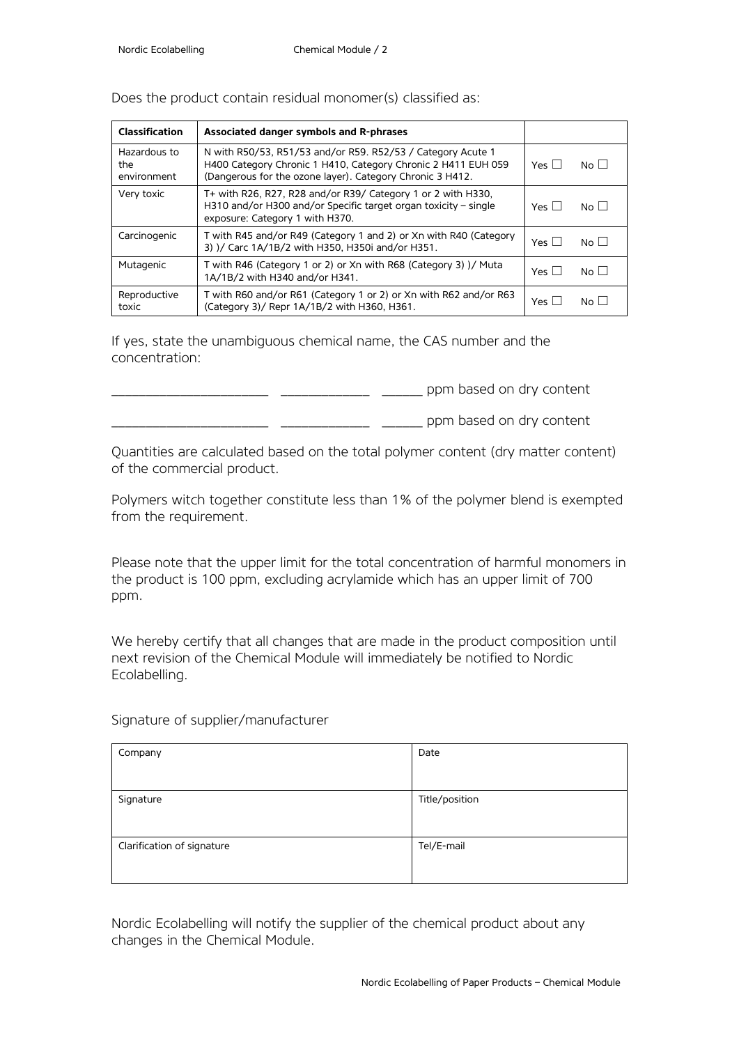Does the product contain residual monomer(s) classified as:

| Classification | Associated danger symbols and R-phrases | |
|---|---|---|
| Hazardous to the environment | N with R50/53, R51/53 and/or R59. R52/53 / Category Acute 1 H400 Category Chronic 1 H410, Category Chronic 2 H411 EUH 059 (Dangerous for the ozone layer). Category Chronic 3 H412. | Yes ☐ No ☐ |
| Very toxic | T+ with R26, R27, R28 and/or R39/ Category 1 or 2 with H330, H310 and/or H300 and/or Specific target organ toxicity – single exposure: Category 1 with H370. | Yes ☐ No ☐ |
| Carcinogenic | T with R45 and/or R49 (Category 1 and 2) or Xn with R40 (Category 3) )/ Carc 1A/1B/2 with H350, H350i and/or H351. | Yes ☐ No ☐ |
| Mutagenic | T with R46 (Category 1 or 2) or Xn with R68 (Category 3) )/ Muta 1A/1B/2 with H340 and/or H341. | Yes ☐ No ☐ |
| Reproductive toxic | T with R60 and/or R61 (Category 1 or 2) or Xn with R62 and/or R63 (Category 3)/ Repr 1A/1B/2 with H360, H361. | Yes ☐ No ☐ |

If yes, state the unambiguous chemical name, the CAS number and the concentration:

______________________ ____________ ______ ppm based on dry content

______________________ ____________ ______ ppm based on dry content

Quantities are calculated based on the total polymer content (dry matter content) of the commercial product.

Polymers witch together constitute less than 1% of the polymer blend is exempted from the requirement.

Please note that the upper limit for the total concentration of harmful monomers in the product is 100 ppm, excluding acrylamide which has an upper limit of 700 ppm.

We hereby certify that all changes that are made in the product composition until next revision of the Chemical Module will immediately be notified to Nordic Ecolabelling.

Signature of supplier/manufacturer

| Company | Date |
|---|---|
| Signature | Title/position |
| Clarification of signature | Tel/E-mail |

Nordic Ecolabelling will notify the supplier of the chemical product about any changes in the Chemical Module.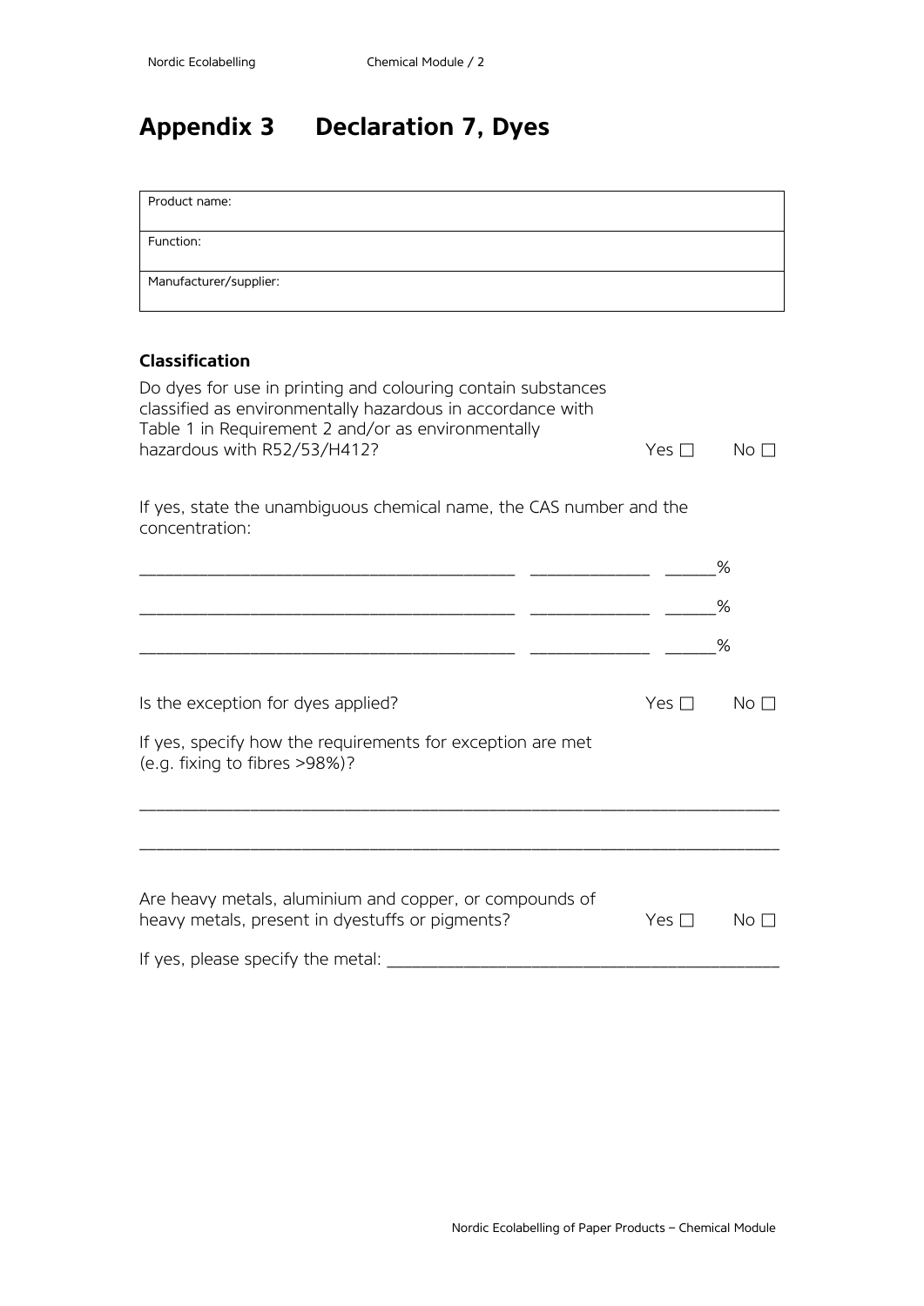# Appendix 3 Declaration 7, Dyes

| Product name: |
|---|
| Function: |
| Manufacturer/supplier: |

### Classification

Do dyes for use in printing and colouring contain substances classified as environmentally hazardous in accordance with Table 1 in Requirement 2 and/or as environmentally hazardous with R52/53/H412? Yes ☐ No ☐

If yes, state the unambiguous chemical name, the CAS number and the concentration:

\_\_\_\_\_\_\_\_\_\_\_\_\_\_\_\_\_\_\_\_\_\_\_\_\_\_\_\_\_\_\_\_\_\_\_\_\_\_\_\_ \_\_\_\_\_\_\_\_\_\_\_\_\_ \_\_\_\_\_%

\_\_\_\_\_\_\_\_\_\_\_\_\_\_\_\_\_\_\_\_\_\_\_\_\_\_\_\_\_\_\_\_\_\_\_\_\_\_\_\_ \_\_\_\_\_\_\_\_\_\_\_\_\_ \_\_\_\_\_%

\_\_\_\_\_\_\_\_\_\_\_\_\_\_\_\_\_\_\_\_\_\_\_\_\_\_\_\_\_\_\_\_\_\_\_\_\_\_\_\_ \_\_\_\_\_\_\_\_\_\_\_\_\_ \_\_\_\_\_%

Is the exception for dyes applied? Yes ☐ No ☐

If yes, specify how the requirements for exception are met (e.g. fixing to fibres >98%)?

\_\_\_\_\_\_\_\_\_\_\_\_\_\_\_\_\_\_\_\_\_\_\_\_\_\_\_\_\_\_\_\_\_\_\_\_\_\_\_\_\_\_\_\_\_\_\_\_\_\_\_\_\_\_\_\_\_\_\_\_\_\_\_\_\_\_

\_\_\_\_\_\_\_\_\_\_\_\_\_\_\_\_\_\_\_\_\_\_\_\_\_\_\_\_\_\_\_\_\_\_\_\_\_\_\_\_\_\_\_\_\_\_\_\_\_\_\_\_\_\_\_\_\_\_\_\_\_\_\_\_\_\_

Are heavy metals, aluminium and copper, or compounds of heavy metals, present in dyestuffs or pigments? Yes ☐ No ☐

If yes, please specify the metal: \_\_\_\_\_\_\_\_\_\_\_\_\_\_\_\_\_\_\_\_\_\_\_\_\_\_\_\_\_\_\_\_\_\_\_\_\_\_\_\_\_\_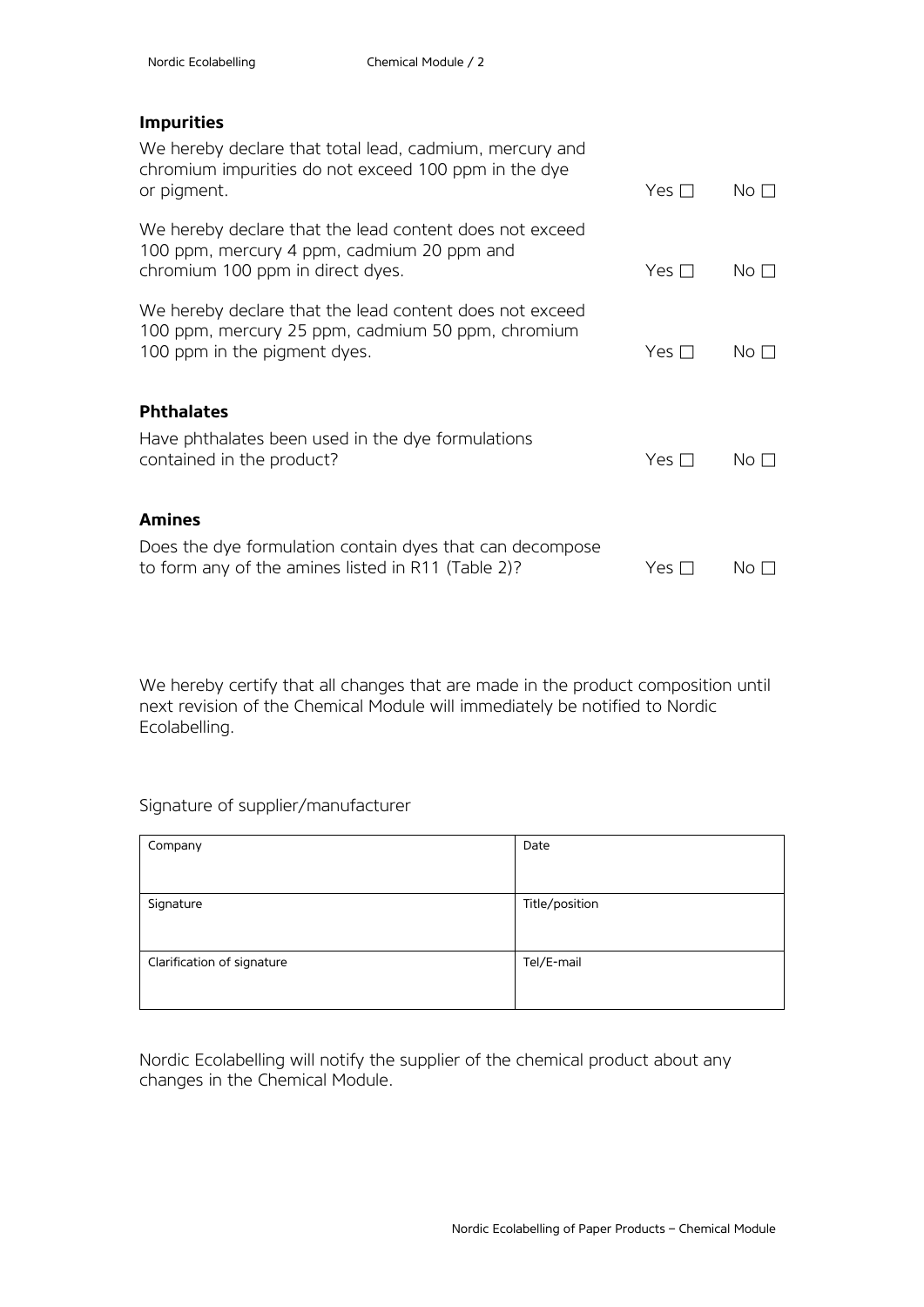### Impurities

We hereby declare that total lead, cadmium, mercury and chromium impurities do not exceed 100 ppm in the dye or pigment. Yes ☐ No ☐

We hereby declare that the lead content does not exceed 100 ppm, mercury 4 ppm, cadmium 20 ppm and chromium 100 ppm in direct dyes. Yes ☐ No ☐

We hereby declare that the lead content does not exceed 100 ppm, mercury 25 ppm, cadmium 50 ppm, chromium 100 ppm in the pigment dyes. Yes ☐ No ☐

### Phthalates

Have phthalates been used in the dye formulations contained in the product? Yes ☐ No ☐

### Amines

Does the dye formulation contain dyes that can decompose to form any of the amines listed in R11 (Table 2)? Yes ☐ No ☐

We hereby certify that all changes that are made in the product composition until next revision of the Chemical Module will immediately be notified to Nordic Ecolabelling.

Signature of supplier/manufacturer

| Company | Date |
|---|---|
| Signature | Title/position |
| Clarification of signature | Tel/E-mail |

Nordic Ecolabelling will notify the supplier of the chemical product about any changes in the Chemical Module.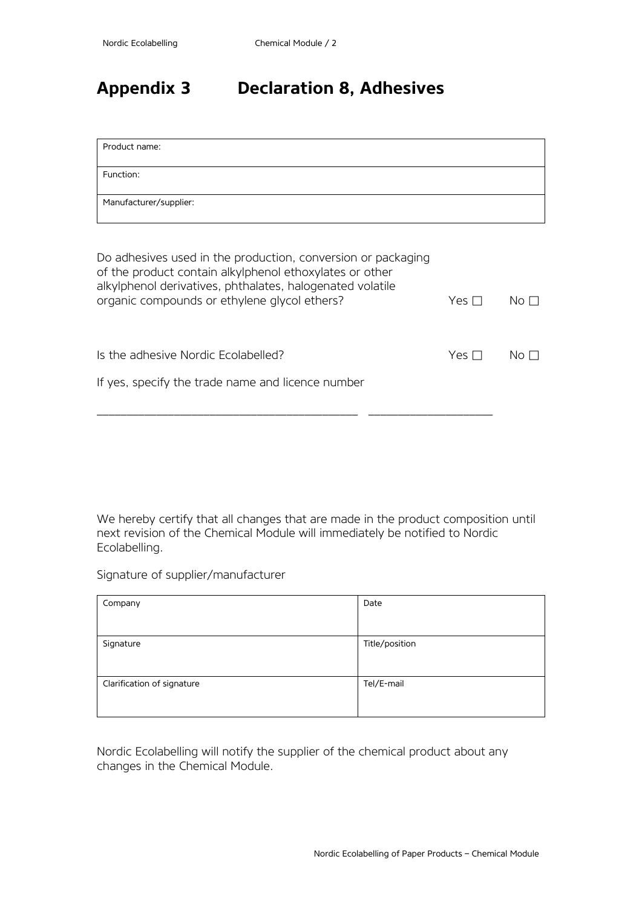# Appendix 3 Declaration 8, Adhesives

| Product name: |
|---|
| Function: |
| Manufacturer/supplier: |

Do adhesives used in the production, conversion or packaging of the product contain alkylphenol ethoxylates or other alkylphenol derivatives, phthalates, halogenated volatile organic compounds or ethylene glycol ethers? Yes ☐ No ☐

Is the adhesive Nordic Ecolabelled? Yes ☐ No ☐

If yes, specify the trade name and licence number

\_\_\_\_\_\_\_\_\_\_\_\_\_\_\_\_\_\_\_\_\_\_\_\_\_\_\_\_\_\_\_\_\_\_\_\_\_\_\_\_ \_\_\_\_\_\_\_\_\_\_\_\_\_\_\_\_\_\_\_\_

We hereby certify that all changes that are made in the product composition until next revision of the Chemical Module will immediately be notified to Nordic Ecolabelling.

Signature of supplier/manufacturer

| Company | Date |
|---|---|
| Signature | Title/position |
| Clarification of signature | Tel/E-mail |

Nordic Ecolabelling will notify the supplier of the chemical product about any changes in the Chemical Module.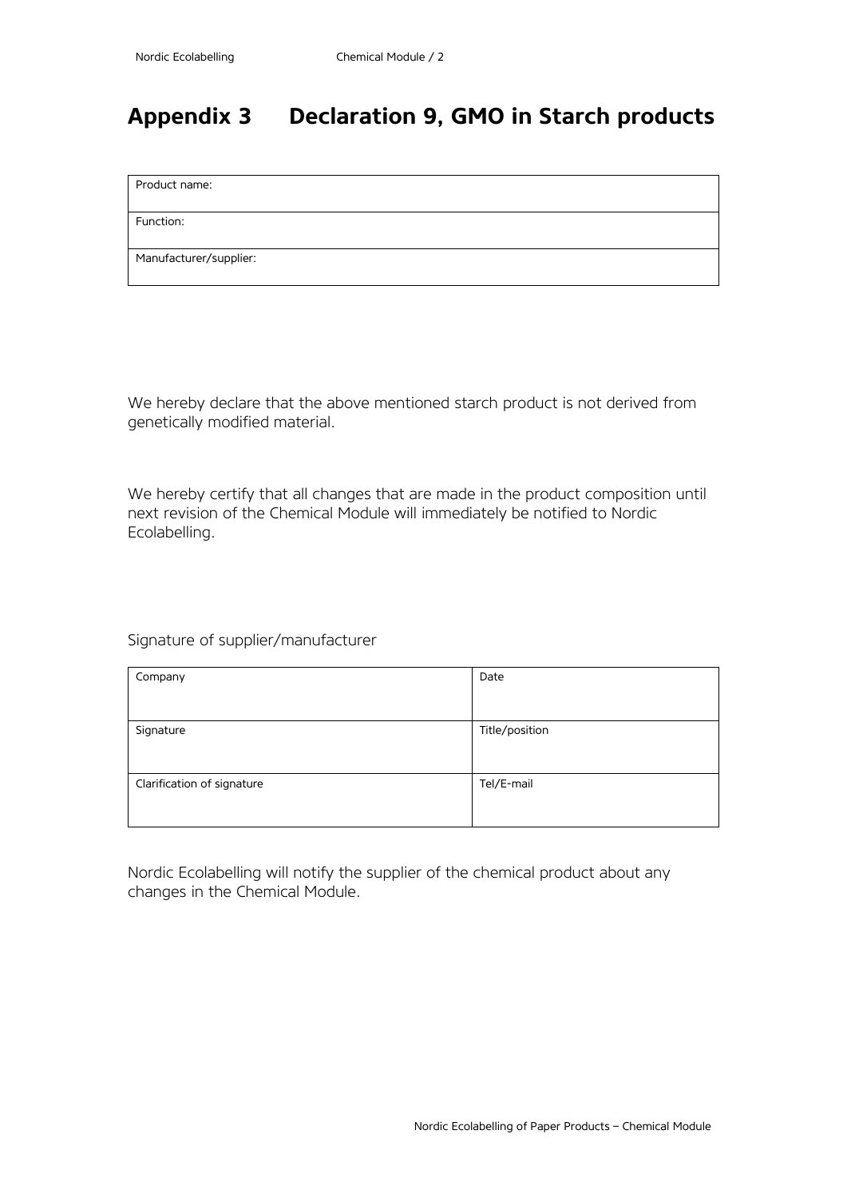# Appendix 3 Declaration 9, GMO in Starch products

| Product name: |
|---|
| Function: |
| Manufacturer/supplier: |

We hereby declare that the above mentioned starch product is not derived from genetically modified material.

We hereby certify that all changes that are made in the product composition until next revision of the Chemical Module will immediately be notified to Nordic Ecolabelling.

Signature of supplier/manufacturer

| Company | Date |
|---|---|
| Signature | Title/position |
| Clarification of signature | Tel/E-mail |

Nordic Ecolabelling will notify the supplier of the chemical product about any changes in the Chemical Module.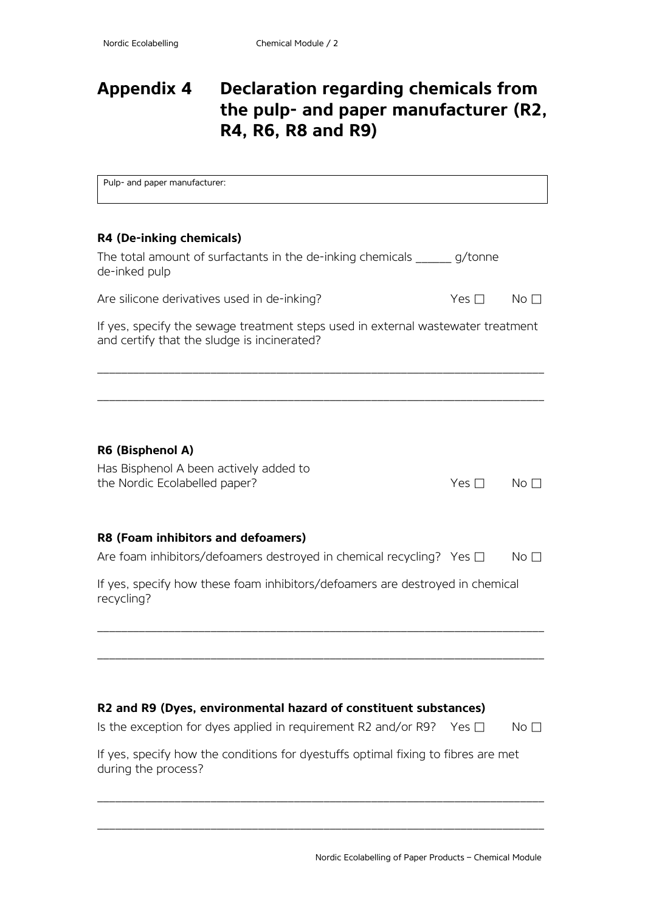# Appendix 4 Declaration regarding chemicals from the pulp- and paper manufacturer (R2, R4, R6, R8 and R9)

| Pulp- and paper manufacturer: |
|---|
| |

### R4 (De-inking chemicals)

The total amount of surfactants in the de-inking chemicals ______ g/tonne de-inked pulp

Are silicone derivatives used in de-inking? Yes ☐ No ☐

If yes, specify the sewage treatment steps used in external wastewater treatment and certify that the sludge is incinerated?

_______________________________________________________________________

_______________________________________________________________________

### R6 (Bisphenol A)

Has Bisphenol A been actively added to the Nordic Ecolabelled paper? Yes ☐ No ☐

### R8 (Foam inhibitors and defoamers)

Are foam inhibitors/defoamers destroyed in chemical recycling? Yes ☐ No ☐

If yes, specify how these foam inhibitors/defoamers are destroyed in chemical recycling?

_______________________________________________________________________

_______________________________________________________________________

### R2 and R9 (Dyes, environmental hazard of constituent substances)

Is the exception for dyes applied in requirement R2 and/or R9? Yes ☐ No ☐

If yes, specify how the conditions for dyestuffs optimal fixing to fibres are met during the process?

_______________________________________________________________________

_______________________________________________________________________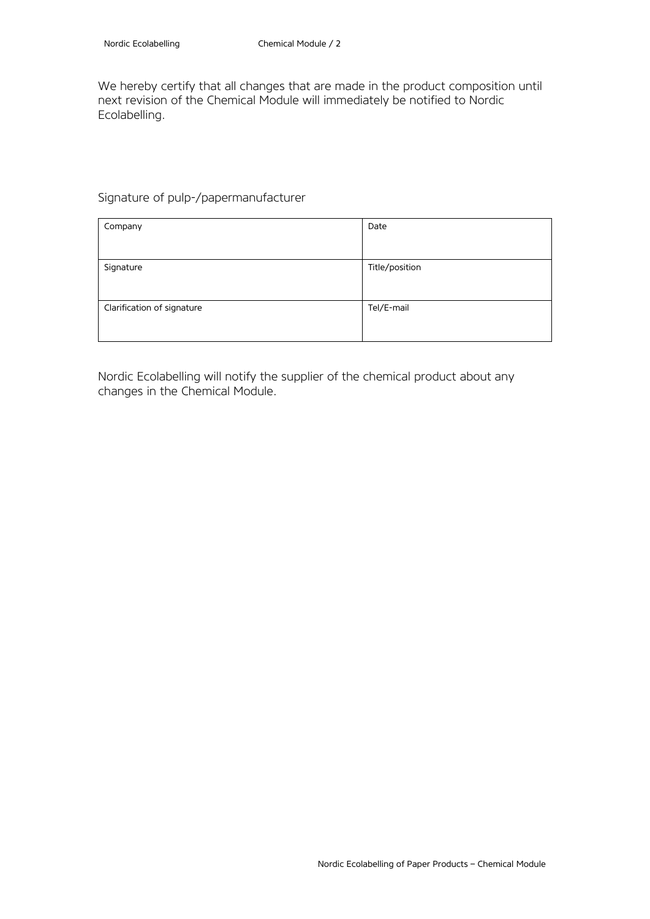We hereby certify that all changes that are made in the product composition until next revision of the Chemical Module will immediately be notified to Nordic Ecolabelling.

Signature of pulp-/papermanufacturer

| | |
|---|---|
| Company | Date |
| Signature | Title/position |
| Clarification of signature | Tel/E-mail |

Nordic Ecolabelling will notify the supplier of the chemical product about any changes in the Chemical Module.